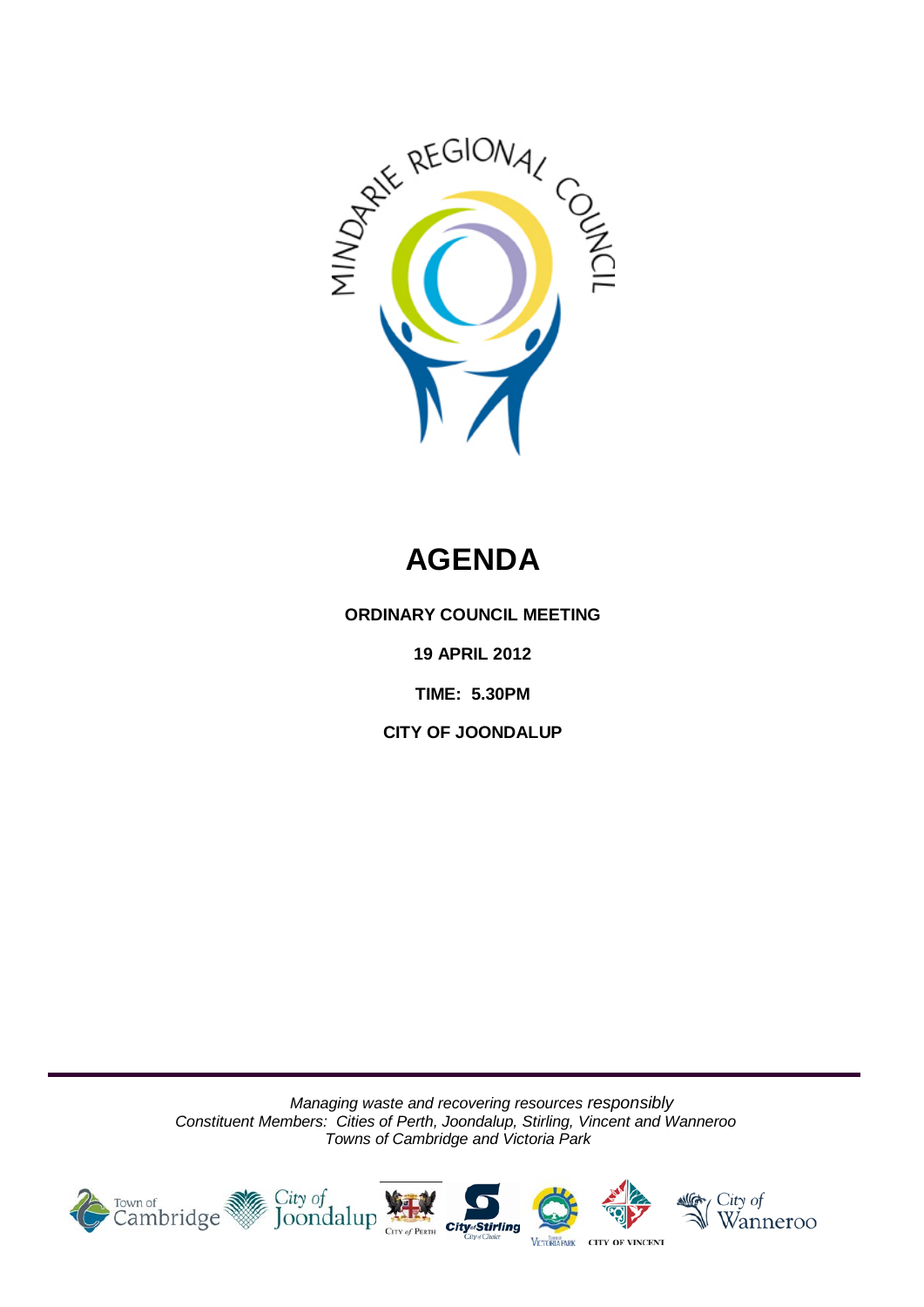# AGENDA

**ORDINARY COUNCIL MEETING**

**19 APRIL 2012**

**TIME: 5.30PM**

**CITY OF JOONDALUP**

*Managing waste and recovering resources responsibly*
*Constituent Members: Cities of Perth, Joondalup, Stirling, Vincent and Wanneroo*
*Towns of Cambridge and Victoria Park*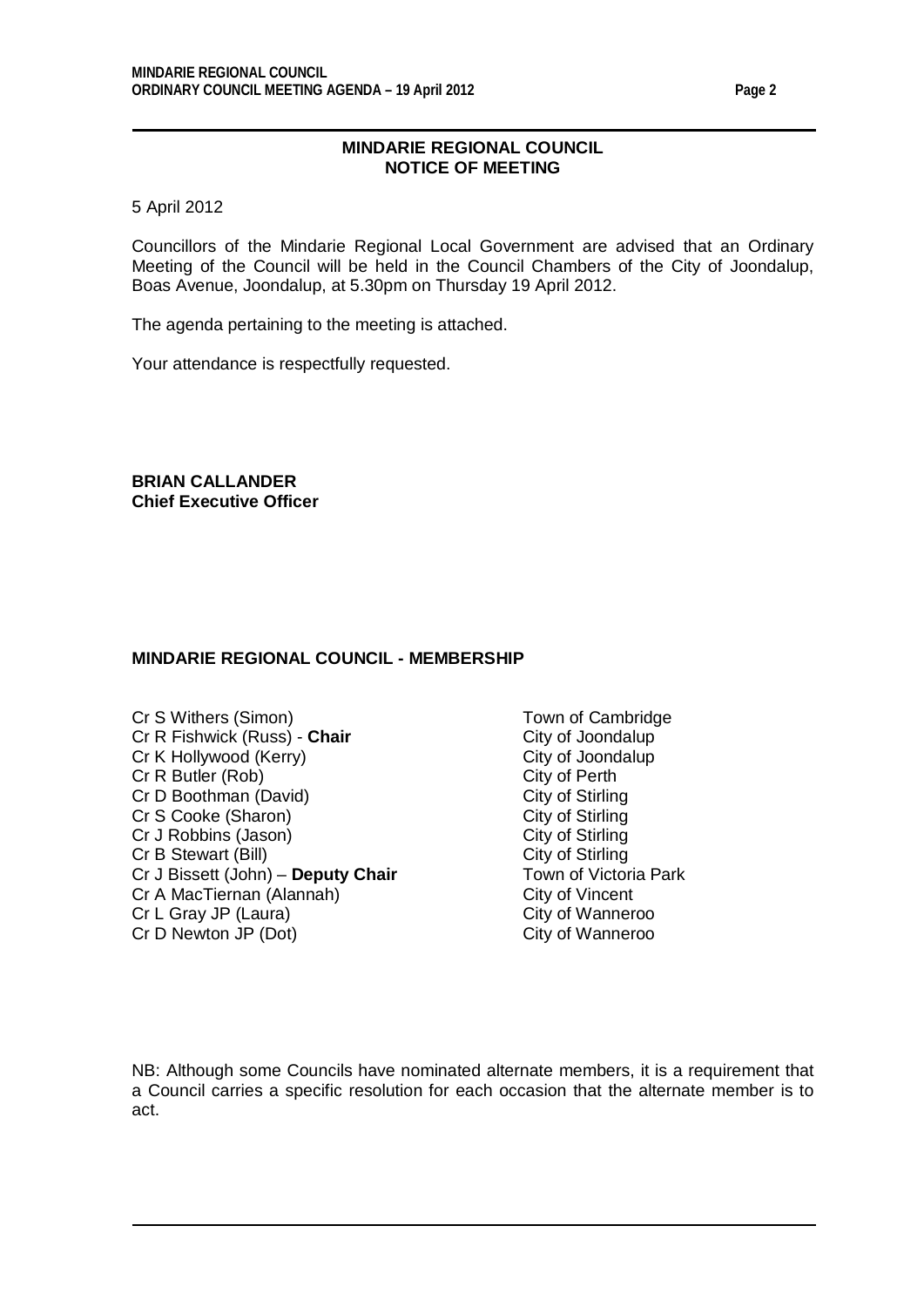## MINDARIE REGIONAL COUNCIL
## NOTICE OF MEETING

5 April 2012

Councillors of the Mindarie Regional Local Government are advised that an Ordinary Meeting of the Council will be held in the Council Chambers of the City of Joondalup, Boas Avenue, Joondalup, at 5.30pm on Thursday 19 April 2012.

The agenda pertaining to the meeting is attached.

Your attendance is respectfully requested.

**BRIAN CALLANDER**
**Chief Executive Officer**

### MINDARIE REGIONAL COUNCIL - MEMBERSHIP

| | |
|---|---|
| Cr S Withers (Simon) | Town of Cambridge |
| Cr R Fishwick (Russ) - **Chair** | City of Joondalup |
| Cr K Hollywood (Kerry) | City of Joondalup |
| Cr R Butler (Rob) | City of Perth |
| Cr D Boothman (David) | City of Stirling |
| Cr S Cooke (Sharon) | City of Stirling |
| Cr J Robbins (Jason) | City of Stirling |
| Cr B Stewart (Bill) | City of Stirling |
| Cr J Bissett (John) – **Deputy Chair** | Town of Victoria Park |
| Cr A MacTiernan (Alannah) | City of Vincent |
| Cr L Gray JP (Laura) | City of Wanneroo |
| Cr D Newton JP (Dot) | City of Wanneroo |

NB: Although some Councils have nominated alternate members, it is a requirement that a Council carries a specific resolution for each occasion that the alternate member is to act.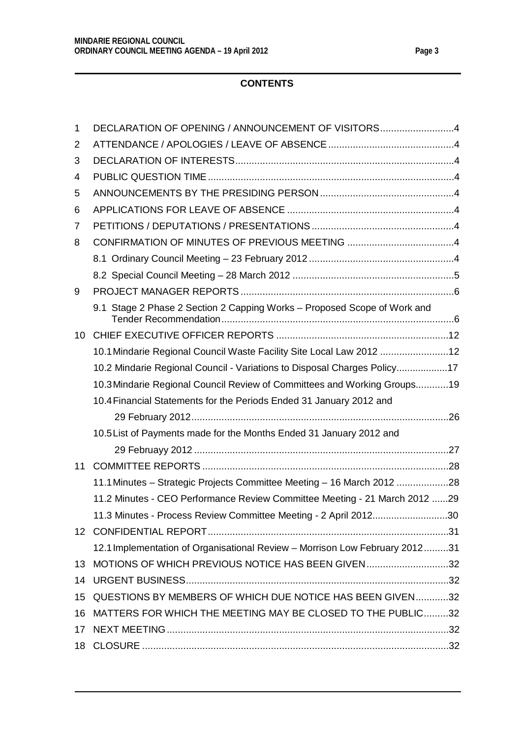## CONTENTS

1 DECLARATION OF OPENING / ANNOUNCEMENT OF VISITORS ....4
2 ATTENDANCE / APOLOGIES / LEAVE OF ABSENCE ....4
3 DECLARATION OF INTERESTS ....4
4 PUBLIC QUESTION TIME ....4
5 ANNOUNCEMENTS BY THE PRESIDING PERSON ....4
6 APPLICATIONS FOR LEAVE OF ABSENCE ....4
7 PETITIONS / DEPUTATIONS / PRESENTATIONS ....4
8 CONFIRMATION OF MINUTES OF PREVIOUS MEETING ....4
  8.1 Ordinary Council Meeting – 23 February 2012 ....4
  8.2 Special Council Meeting – 28 March 2012 ....5
9 PROJECT MANAGER REPORTS ....6
  9.1 Stage 2 Phase 2 Section 2 Capping Works – Proposed Scope of Work and Tender Recommendation ....6
10 CHIEF EXECUTIVE OFFICER REPORTS ....12
  10.1 Mindarie Regional Council Waste Facility Site Local Law 2012 ....12
  10.2 Mindarie Regional Council - Variations to Disposal Charges Policy ....17
  10.3 Mindarie Regional Council Review of Committees and Working Groups ....19
  10.4 Financial Statements for the Periods Ended 31 January 2012 and 29 February 2012 ....26
  10.5 List of Payments made for the Months Ended 31 January 2012 and 29 Februayy 2012 ....27
11 COMMITTEE REPORTS ....28
  11.1 Minutes – Strategic Projects Committee Meeting – 16 March 2012 ....28
  11.2 Minutes - CEO Performance Review Committee Meeting - 21 March 2012 ....29
  11.3 Minutes - Process Review Committee Meeting - 2 April 2012 ....30
12 CONFIDENTIAL REPORT ....31
  12.1 Implementation of Organisational Review – Morrison Low February 2012 ....31
13 MOTIONS OF WHICH PREVIOUS NOTICE HAS BEEN GIVEN ....32
14 URGENT BUSINESS ....32
15 QUESTIONS BY MEMBERS OF WHICH DUE NOTICE HAS BEEN GIVEN ....32
16 MATTERS FOR WHICH THE MEETING MAY BE CLOSED TO THE PUBLIC ....32
17 NEXT MEETING ....32
18 CLOSURE ....32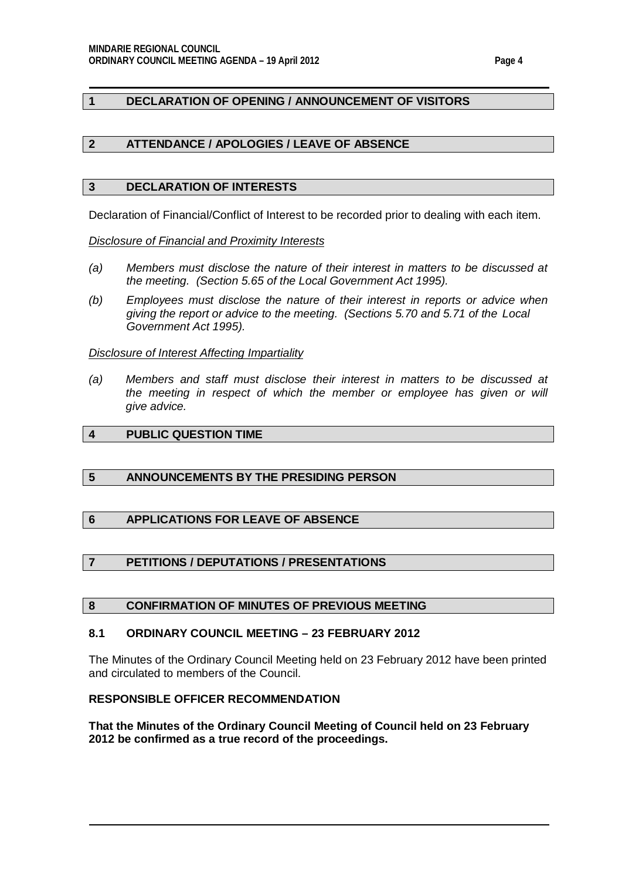## 1 DECLARATION OF OPENING / ANNOUNCEMENT OF VISITORS

## 2 ATTENDANCE / APOLOGIES / LEAVE OF ABSENCE

## 3 DECLARATION OF INTERESTS

Declaration of Financial/Conflict of Interest to be recorded prior to dealing with each item.

*Disclosure of Financial and Proximity Interests*

*(a) Members must disclose the nature of their interest in matters to be discussed at the meeting. (Section 5.65 of the Local Government Act 1995).*

*(b) Employees must disclose the nature of their interest in reports or advice when giving the report or advice to the meeting. (Sections 5.70 and 5.71 of the Local Government Act 1995).*

*Disclosure of Interest Affecting Impartiality*

*(a) Members and staff must disclose their interest in matters to be discussed at the meeting in respect of which the member or employee has given or will give advice.*

## 4 PUBLIC QUESTION TIME

## 5 ANNOUNCEMENTS BY THE PRESIDING PERSON

## 6 APPLICATIONS FOR LEAVE OF ABSENCE

## 7 PETITIONS / DEPUTATIONS / PRESENTATIONS

## 8 CONFIRMATION OF MINUTES OF PREVIOUS MEETING

### 8.1 ORDINARY COUNCIL MEETING – 23 FEBRUARY 2012

The Minutes of the Ordinary Council Meeting held on 23 February 2012 have been printed and circulated to members of the Council.

**RESPONSIBLE OFFICER RECOMMENDATION**

**That the Minutes of the Ordinary Council Meeting of Council held on 23 February 2012 be confirmed as a true record of the proceedings.**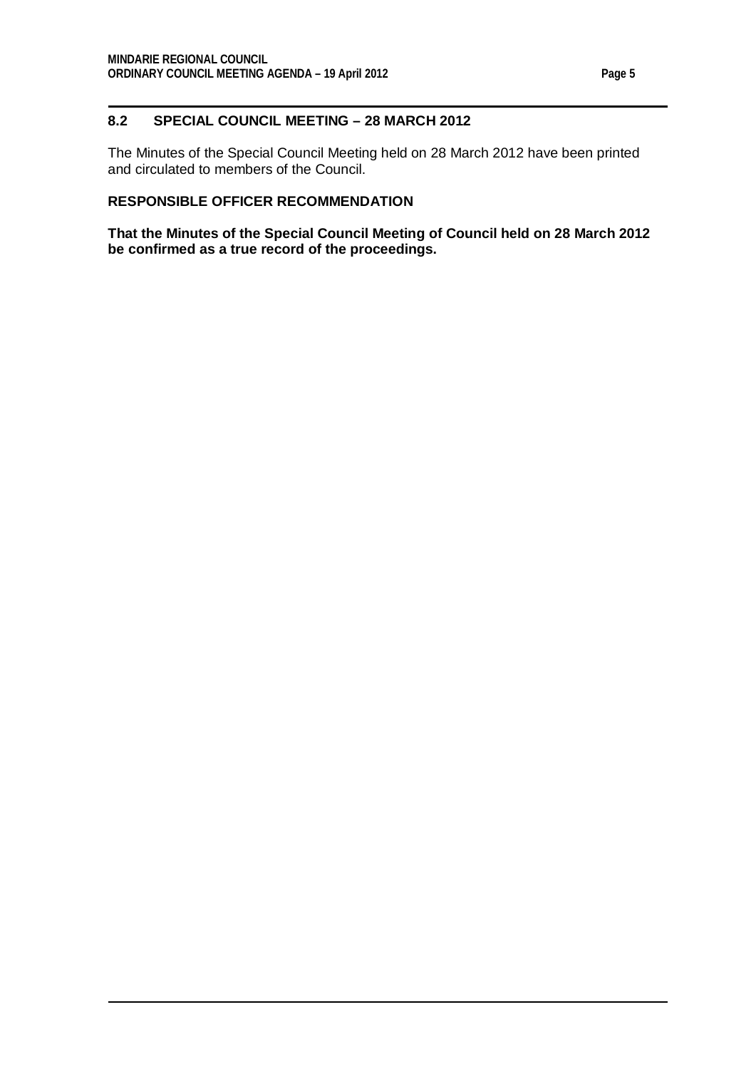## 8.2 SPECIAL COUNCIL MEETING – 28 MARCH 2012

The Minutes of the Special Council Meeting held on 28 March 2012 have been printed and circulated to members of the Council.

### RESPONSIBLE OFFICER RECOMMENDATION

**That the Minutes of the Special Council Meeting of Council held on 28 March 2012 be confirmed as a true record of the proceedings.**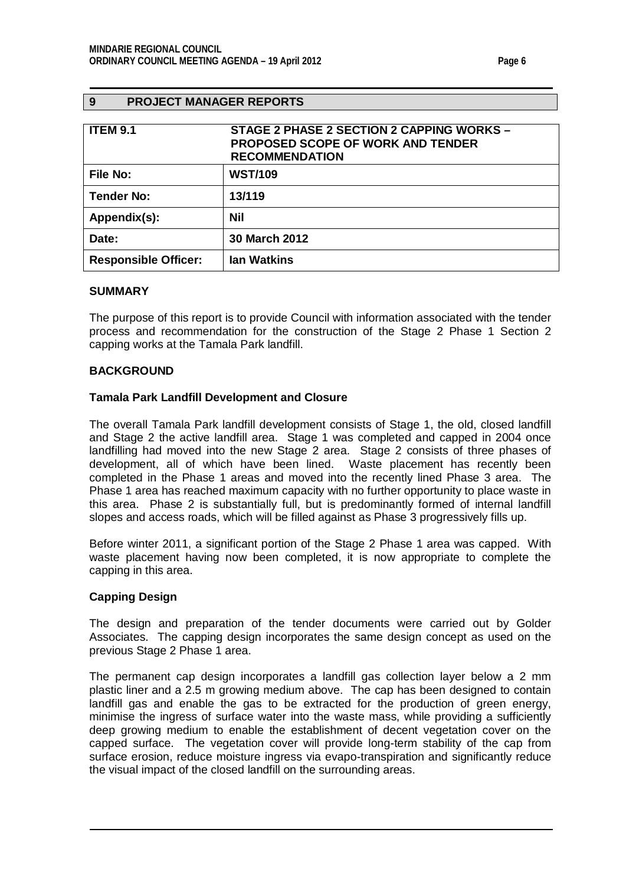## 9 PROJECT MANAGER REPORTS

| ITEM 9.1 | STAGE 2 PHASE 2 SECTION 2 CAPPING WORKS – PROPOSED SCOPE OF WORK AND TENDER RECOMMENDATION |
|---|---|
| File No: | WST/109 |
| Tender No: | 13/119 |
| Appendix(s): | Nil |
| Date: | 30 March 2012 |
| Responsible Officer: | Ian Watkins |

### SUMMARY

The purpose of this report is to provide Council with information associated with the tender process and recommendation for the construction of the Stage 2 Phase 1 Section 2 capping works at the Tamala Park landfill.

### BACKGROUND

#### Tamala Park Landfill Development and Closure

The overall Tamala Park landfill development consists of Stage 1, the old, closed landfill and Stage 2 the active landfill area. Stage 1 was completed and capped in 2004 once landfilling had moved into the new Stage 2 area. Stage 2 consists of three phases of development, all of which have been lined. Waste placement has recently been completed in the Phase 1 areas and moved into the recently lined Phase 3 area. The Phase 1 area has reached maximum capacity with no further opportunity to place waste in this area. Phase 2 is substantially full, but is predominantly formed of internal landfill slopes and access roads, which will be filled against as Phase 3 progressively fills up.

Before winter 2011, a significant portion of the Stage 2 Phase 1 area was capped. With waste placement having now been completed, it is now appropriate to complete the capping in this area.

#### Capping Design

The design and preparation of the tender documents were carried out by Golder Associates. The capping design incorporates the same design concept as used on the previous Stage 2 Phase 1 area.

The permanent cap design incorporates a landfill gas collection layer below a 2 mm plastic liner and a 2.5 m growing medium above. The cap has been designed to contain landfill gas and enable the gas to be extracted for the production of green energy, minimise the ingress of surface water into the waste mass, while providing a sufficiently deep growing medium to enable the establishment of decent vegetation cover on the capped surface. The vegetation cover will provide long-term stability of the cap from surface erosion, reduce moisture ingress via evapo-transpiration and significantly reduce the visual impact of the closed landfill on the surrounding areas.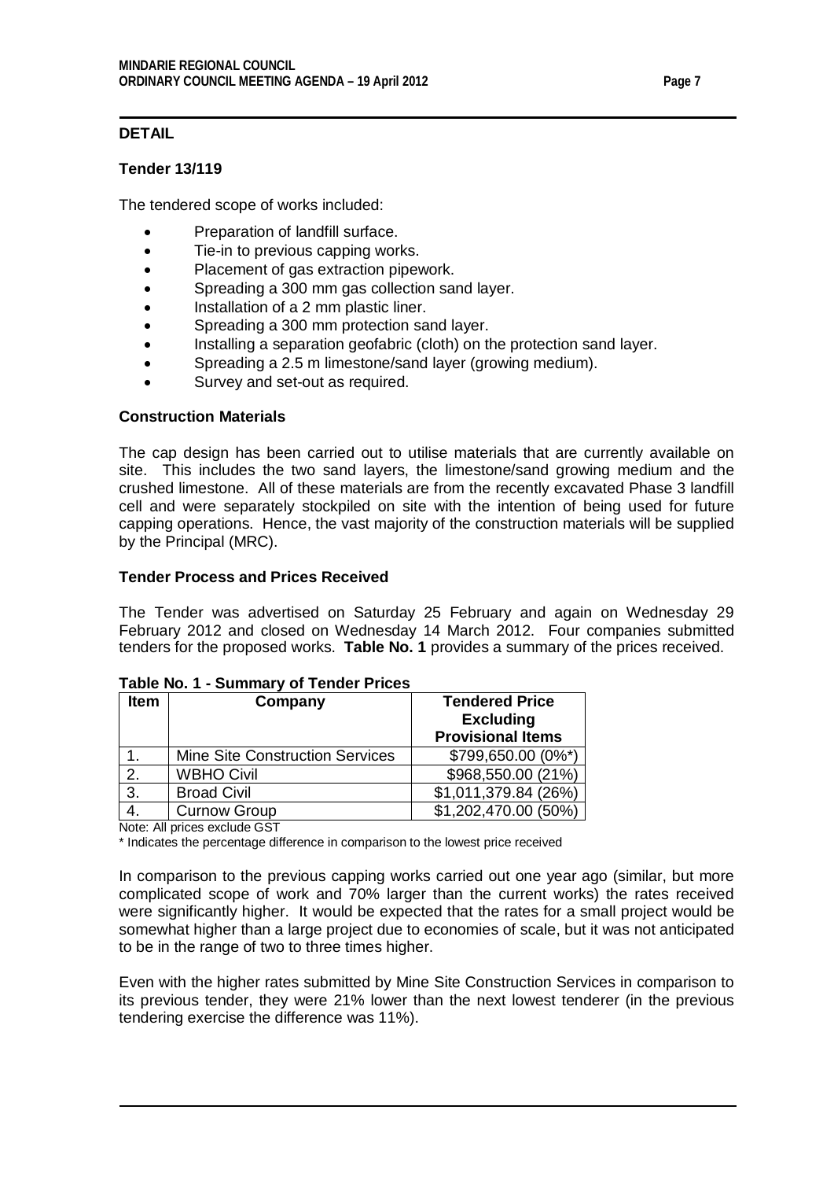## DETAIL

### Tender 13/119

The tendered scope of works included:

- Preparation of landfill surface.
- Tie-in to previous capping works.
- Placement of gas extraction pipework.
- Spreading a 300 mm gas collection sand layer.
- Installation of a 2 mm plastic liner.
- Spreading a 300 mm protection sand layer.
- Installing a separation geofabric (cloth) on the protection sand layer.
- Spreading a 2.5 m limestone/sand layer (growing medium).
- Survey and set-out as required.

### Construction Materials

The cap design has been carried out to utilise materials that are currently available on site. This includes the two sand layers, the limestone/sand growing medium and the crushed limestone. All of these materials are from the recently excavated Phase 3 landfill cell and were separately stockpiled on site with the intention of being used for future capping operations. Hence, the vast majority of the construction materials will be supplied by the Principal (MRC).

### Tender Process and Prices Received

The Tender was advertised on Saturday 25 February and again on Wednesday 29 February 2012 and closed on Wednesday 14 March 2012. Four companies submitted tenders for the proposed works. **Table No. 1** provides a summary of the prices received.

**Table No. 1 - Summary of Tender Prices**

| Item | Company | Tendered Price Excluding Provisional Items |
|---|---|---|
| 1. | Mine Site Construction Services | $799,650.00 (0%*) |
| 2. | WBHO Civil | $968,550.00 (21%) |
| 3. | Broad Civil | $1,011,379.84 (26%) |
| 4. | Curnow Group | $1,202,470.00 (50%) |

Note: All prices exclude GST

* Indicates the percentage difference in comparison to the lowest price received

In comparison to the previous capping works carried out one year ago (similar, but more complicated scope of work and 70% larger than the current works) the rates received were significantly higher. It would be expected that the rates for a small project would be somewhat higher than a large project due to economies of scale, but it was not anticipated to be in the range of two to three times higher.

Even with the higher rates submitted by Mine Site Construction Services in comparison to its previous tender, they were 21% lower than the next lowest tenderer (in the previous tendering exercise the difference was 11%).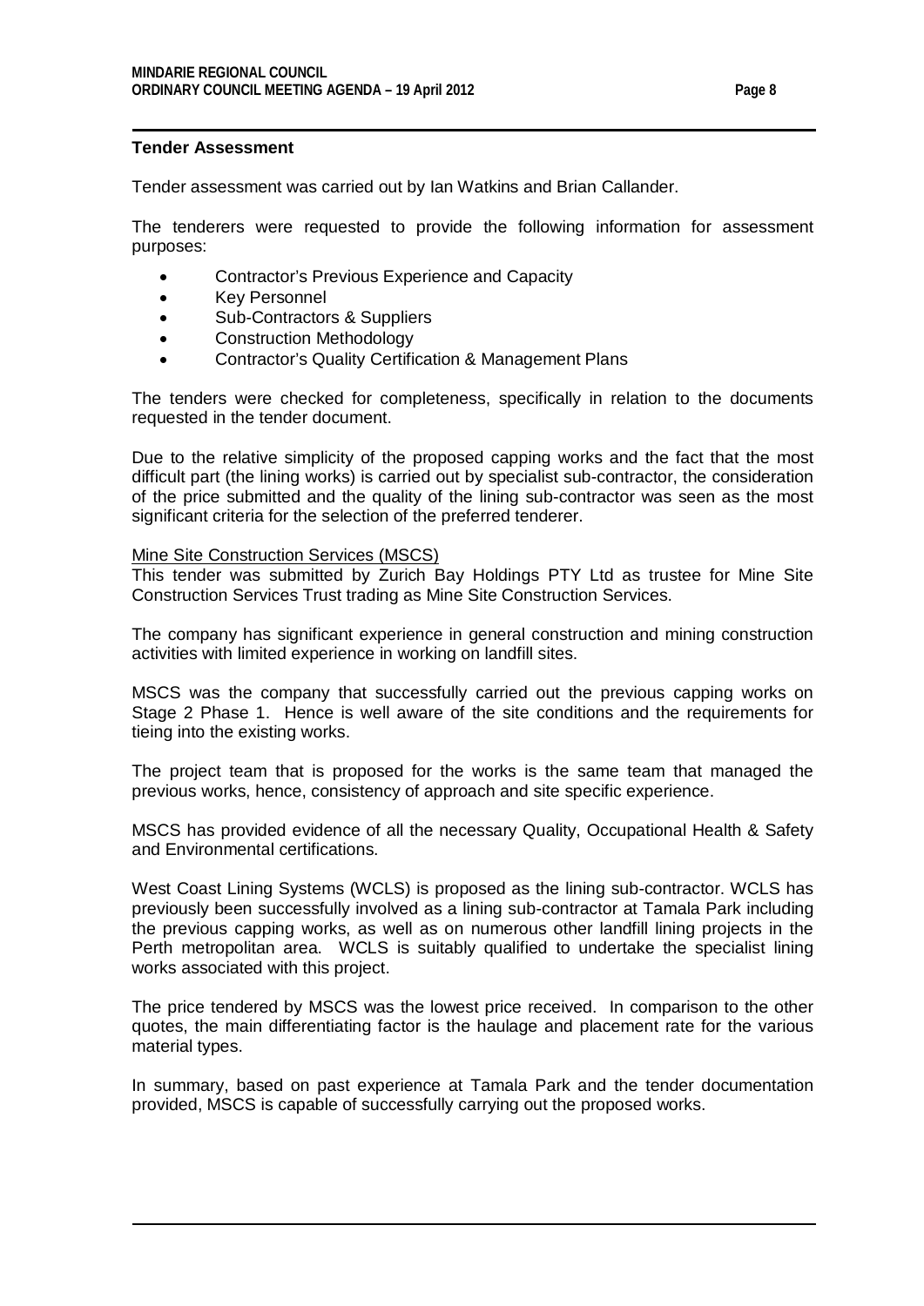**Tender Assessment**

Tender assessment was carried out by Ian Watkins and Brian Callander.

The tenderers were requested to provide the following information for assessment purposes:

- Contractor's Previous Experience and Capacity
- Key Personnel
- Sub-Contractors & Suppliers
- Construction Methodology
- Contractor's Quality Certification & Management Plans

The tenders were checked for completeness, specifically in relation to the documents requested in the tender document.

Due to the relative simplicity of the proposed capping works and the fact that the most difficult part (the lining works) is carried out by specialist sub-contractor, the consideration of the price submitted and the quality of the lining sub-contractor was seen as the most significant criteria for the selection of the preferred tenderer.

<u>Mine Site Construction Services (MSCS)</u>

This tender was submitted by Zurich Bay Holdings PTY Ltd as trustee for Mine Site Construction Services Trust trading as Mine Site Construction Services.

The company has significant experience in general construction and mining construction activities with limited experience in working on landfill sites.

MSCS was the company that successfully carried out the previous capping works on Stage 2 Phase 1. Hence is well aware of the site conditions and the requirements for tieing into the existing works.

The project team that is proposed for the works is the same team that managed the previous works, hence, consistency of approach and site specific experience.

MSCS has provided evidence of all the necessary Quality, Occupational Health & Safety and Environmental certifications.

West Coast Lining Systems (WCLS) is proposed as the lining sub-contractor. WCLS has previously been successfully involved as a lining sub-contractor at Tamala Park including the previous capping works, as well as on numerous other landfill lining projects in the Perth metropolitan area. WCLS is suitably qualified to undertake the specialist lining works associated with this project.

The price tendered by MSCS was the lowest price received. In comparison to the other quotes, the main differentiating factor is the haulage and placement rate for the various material types.

In summary, based on past experience at Tamala Park and the tender documentation provided, MSCS is capable of successfully carrying out the proposed works.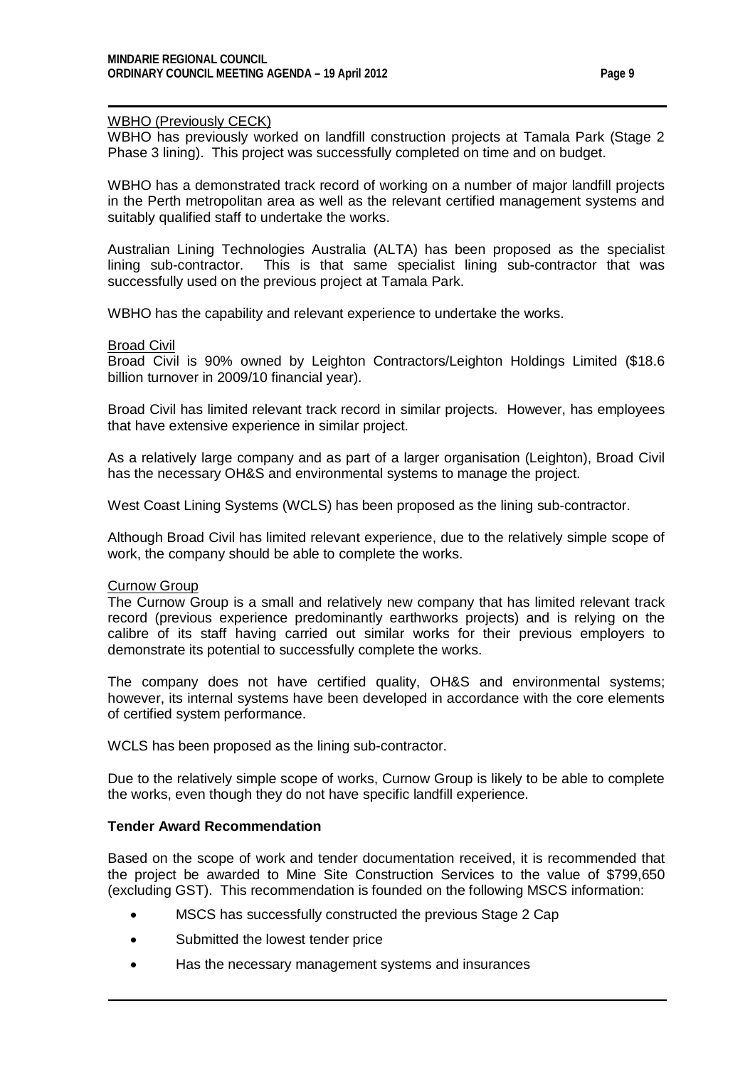<u>WBHO (Previously CECK)</u>

WBHO has previously worked on landfill construction projects at Tamala Park (Stage 2 Phase 3 lining). This project was successfully completed on time and on budget.

WBHO has a demonstrated track record of working on a number of major landfill projects in the Perth metropolitan area as well as the relevant certified management systems and suitably qualified staff to undertake the works.

Australian Lining Technologies Australia (ALTA) has been proposed as the specialist lining sub-contractor. This is that same specialist lining sub-contractor that was successfully used on the previous project at Tamala Park.

WBHO has the capability and relevant experience to undertake the works.

<u>Broad Civil</u>

Broad Civil is 90% owned by Leighton Contractors/Leighton Holdings Limited ($18.6 billion turnover in 2009/10 financial year).

Broad Civil has limited relevant track record in similar projects. However, has employees that have extensive experience in similar project.

As a relatively large company and as part of a larger organisation (Leighton), Broad Civil has the necessary OH&S and environmental systems to manage the project.

West Coast Lining Systems (WCLS) has been proposed as the lining sub-contractor.

Although Broad Civil has limited relevant experience, due to the relatively simple scope of work, the company should be able to complete the works.

<u>Curnow Group</u>

The Curnow Group is a small and relatively new company that has limited relevant track record (previous experience predominantly earthworks projects) and is relying on the calibre of its staff having carried out similar works for their previous employers to demonstrate its potential to successfully complete the works.

The company does not have certified quality, OH&S and environmental systems; however, its internal systems have been developed in accordance with the core elements of certified system performance.

WCLS has been proposed as the lining sub-contractor.

Due to the relatively simple scope of works, Curnow Group is likely to be able to complete the works, even though they do not have specific landfill experience.

**Tender Award Recommendation**

Based on the scope of work and tender documentation received, it is recommended that the project be awarded to Mine Site Construction Services to the value of $799,650 (excluding GST). This recommendation is founded on the following MSCS information:

- MSCS has successfully constructed the previous Stage 2 Cap
- Submitted the lowest tender price
- Has the necessary management systems and insurances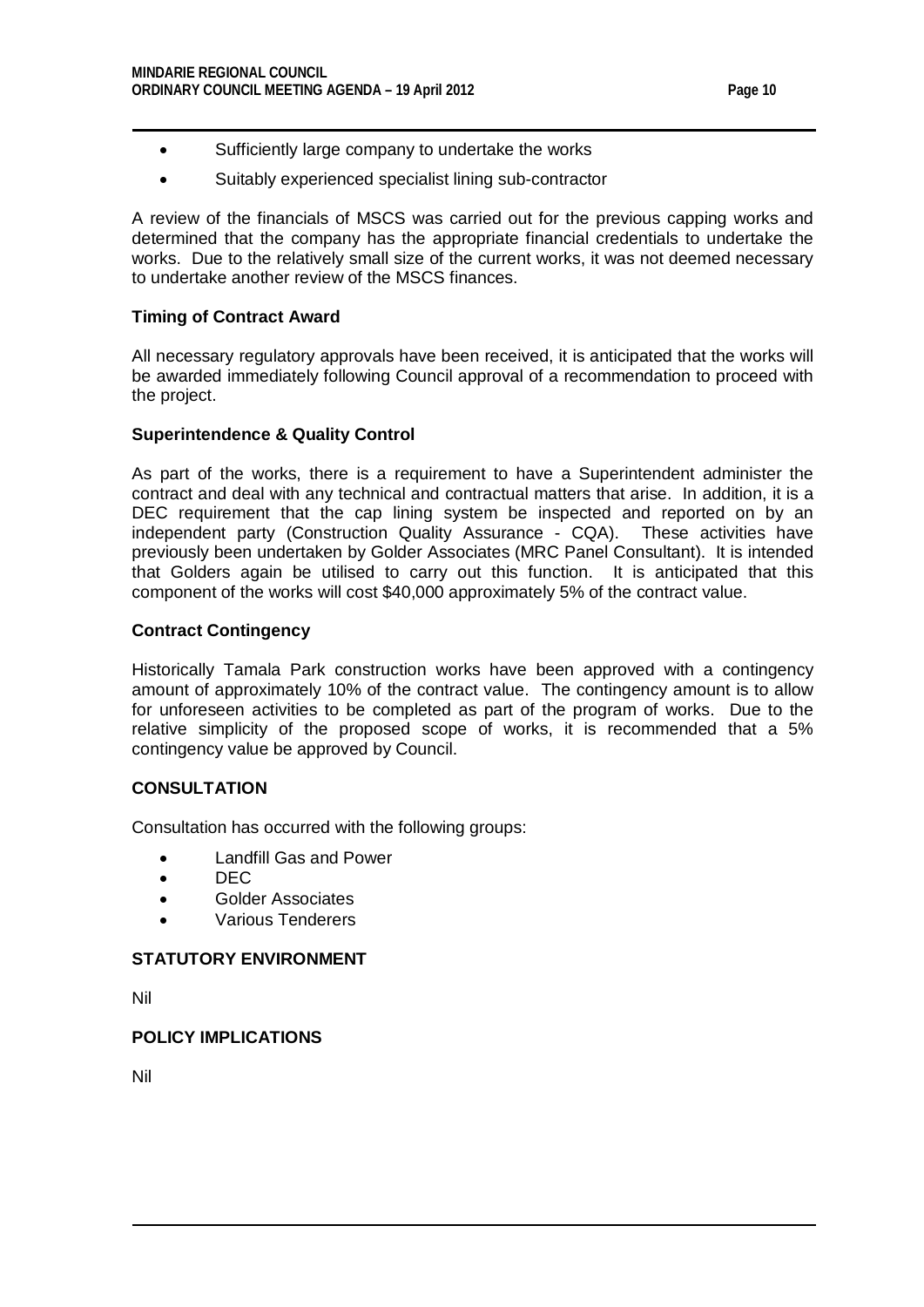- Sufficiently large company to undertake the works
- Suitably experienced specialist lining sub-contractor

A review of the financials of MSCS was carried out for the previous capping works and determined that the company has the appropriate financial credentials to undertake the works. Due to the relatively small size of the current works, it was not deemed necessary to undertake another review of the MSCS finances.

**Timing of Contract Award**

All necessary regulatory approvals have been received, it is anticipated that the works will be awarded immediately following Council approval of a recommendation to proceed with the project.

**Superintendence & Quality Control**

As part of the works, there is a requirement to have a Superintendent administer the contract and deal with any technical and contractual matters that arise. In addition, it is a DEC requirement that the cap lining system be inspected and reported on by an independent party (Construction Quality Assurance - CQA). These activities have previously been undertaken by Golder Associates (MRC Panel Consultant). It is intended that Golders again be utilised to carry out this function. It is anticipated that this component of the works will cost $40,000 approximately 5% of the contract value.

**Contract Contingency**

Historically Tamala Park construction works have been approved with a contingency amount of approximately 10% of the contract value. The contingency amount is to allow for unforeseen activities to be completed as part of the program of works. Due to the relative simplicity of the proposed scope of works, it is recommended that a 5% contingency value be approved by Council.

## CONSULTATION

Consultation has occurred with the following groups:

- Landfill Gas and Power
- DEC
- Golder Associates
- Various Tenderers

## STATUTORY ENVIRONMENT

Nil

## POLICY IMPLICATIONS

Nil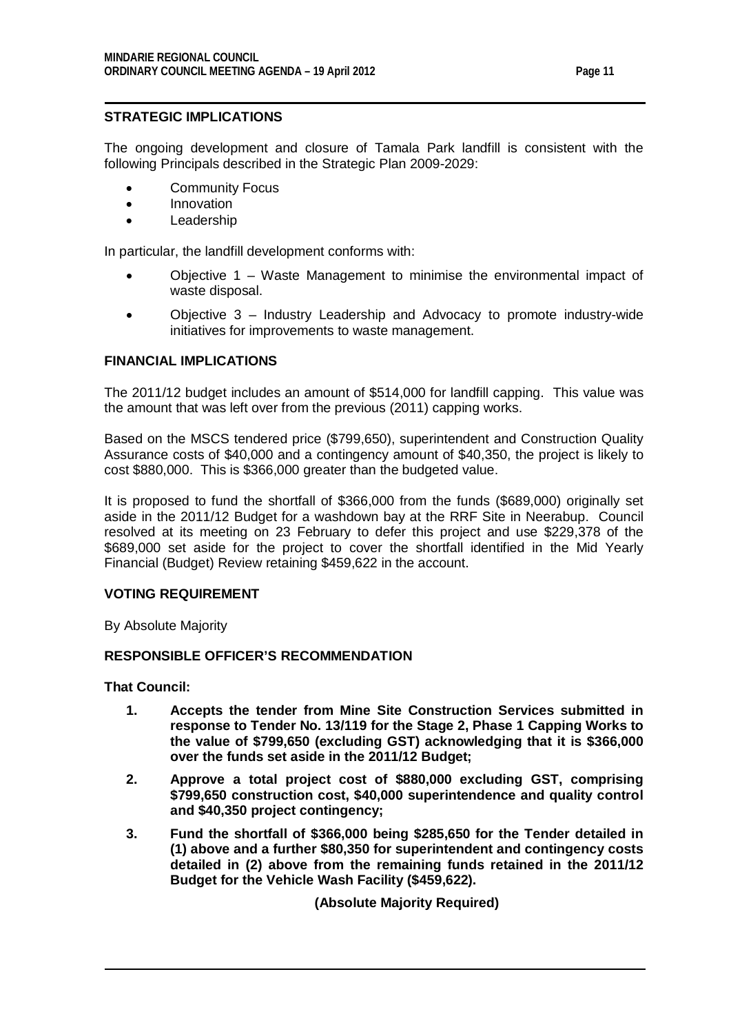## STRATEGIC IMPLICATIONS

The ongoing development and closure of Tamala Park landfill is consistent with the following Principals described in the Strategic Plan 2009-2029:

- Community Focus
- Innovation
- Leadership

In particular, the landfill development conforms with:

- Objective 1 – Waste Management to minimise the environmental impact of waste disposal.
- Objective 3 – Industry Leadership and Advocacy to promote industry-wide initiatives for improvements to waste management.

## FINANCIAL IMPLICATIONS

The 2011/12 budget includes an amount of $514,000 for landfill capping. This value was the amount that was left over from the previous (2011) capping works.

Based on the MSCS tendered price ($799,650), superintendent and Construction Quality Assurance costs of $40,000 and a contingency amount of $40,350, the project is likely to cost $880,000. This is $366,000 greater than the budgeted value.

It is proposed to fund the shortfall of $366,000 from the funds ($689,000) originally set aside in the 2011/12 Budget for a washdown bay at the RRF Site in Neerabup. Council resolved at its meeting on 23 February to defer this project and use $229,378 of the $689,000 set aside for the project to cover the shortfall identified in the Mid Yearly Financial (Budget) Review retaining $459,622 in the account.

## VOTING REQUIREMENT

By Absolute Majority

## RESPONSIBLE OFFICER'S RECOMMENDATION

**That Council:**

1. **Accepts the tender from Mine Site Construction Services submitted in response to Tender No. 13/119 for the Stage 2, Phase 1 Capping Works to the value of $799,650 (excluding GST) acknowledging that it is $366,000 over the funds set aside in the 2011/12 Budget;**
2. **Approve a total project cost of $880,000 excluding GST, comprising $799,650 construction cost, $40,000 superintendence and quality control and $40,350 project contingency;**
3. **Fund the shortfall of $366,000 being $285,650 for the Tender detailed in (1) above and a further $80,350 for superintendent and contingency costs detailed in (2) above from the remaining funds retained in the 2011/12 Budget for the Vehicle Wash Facility ($459,622).**

**(Absolute Majority Required)**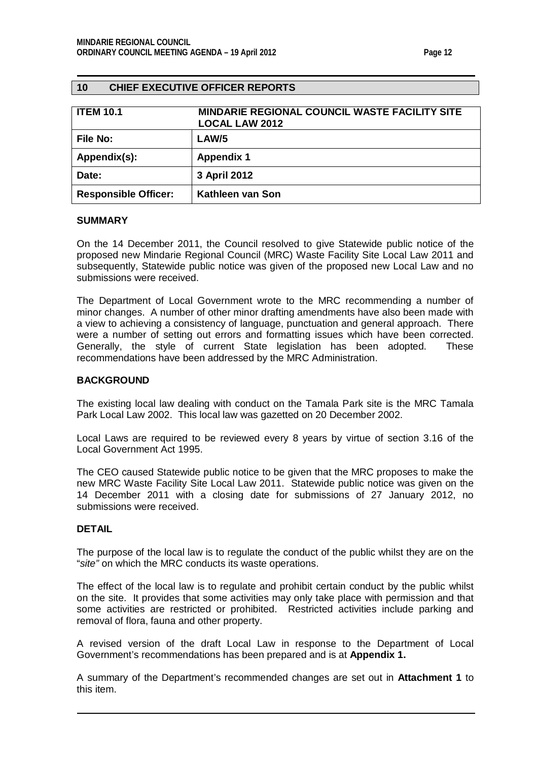## 10 CHIEF EXECUTIVE OFFICER REPORTS

| ITEM 10.1 | MINDARIE REGIONAL COUNCIL WASTE FACILITY SITE LOCAL LAW 2012 |
|---|---|
| File No: | LAW/5 |
| Appendix(s): | Appendix 1 |
| Date: | 3 April 2012 |
| Responsible Officer: | Kathleen van Son |

### SUMMARY

On the 14 December 2011, the Council resolved to give Statewide public notice of the proposed new Mindarie Regional Council (MRC) Waste Facility Site Local Law 2011 and subsequently, Statewide public notice was given of the proposed new Local Law and no submissions were received.

The Department of Local Government wrote to the MRC recommending a number of minor changes. A number of other minor drafting amendments have also been made with a view to achieving a consistency of language, punctuation and general approach. There were a number of setting out errors and formatting issues which have been corrected. Generally, the style of current State legislation has been adopted. These recommendations have been addressed by the MRC Administration.

### BACKGROUND

The existing local law dealing with conduct on the Tamala Park site is the MRC Tamala Park Local Law 2002. This local law was gazetted on 20 December 2002.

Local Laws are required to be reviewed every 8 years by virtue of section 3.16 of the Local Government Act 1995.

The CEO caused Statewide public notice to be given that the MRC proposes to make the new MRC Waste Facility Site Local Law 2011. Statewide public notice was given on the 14 December 2011 with a closing date for submissions of 27 January 2012, no submissions were received.

### DETAIL

The purpose of the local law is to regulate the conduct of the public whilst they are on the "*site*" on which the MRC conducts its waste operations.

The effect of the local law is to regulate and prohibit certain conduct by the public whilst on the site. It provides that some activities may only take place with permission and that some activities are restricted or prohibited. Restricted activities include parking and removal of flora, fauna and other property.

A revised version of the draft Local Law in response to the Department of Local Government's recommendations has been prepared and is at **Appendix 1.**

A summary of the Department's recommended changes are set out in **Attachment 1** to this item.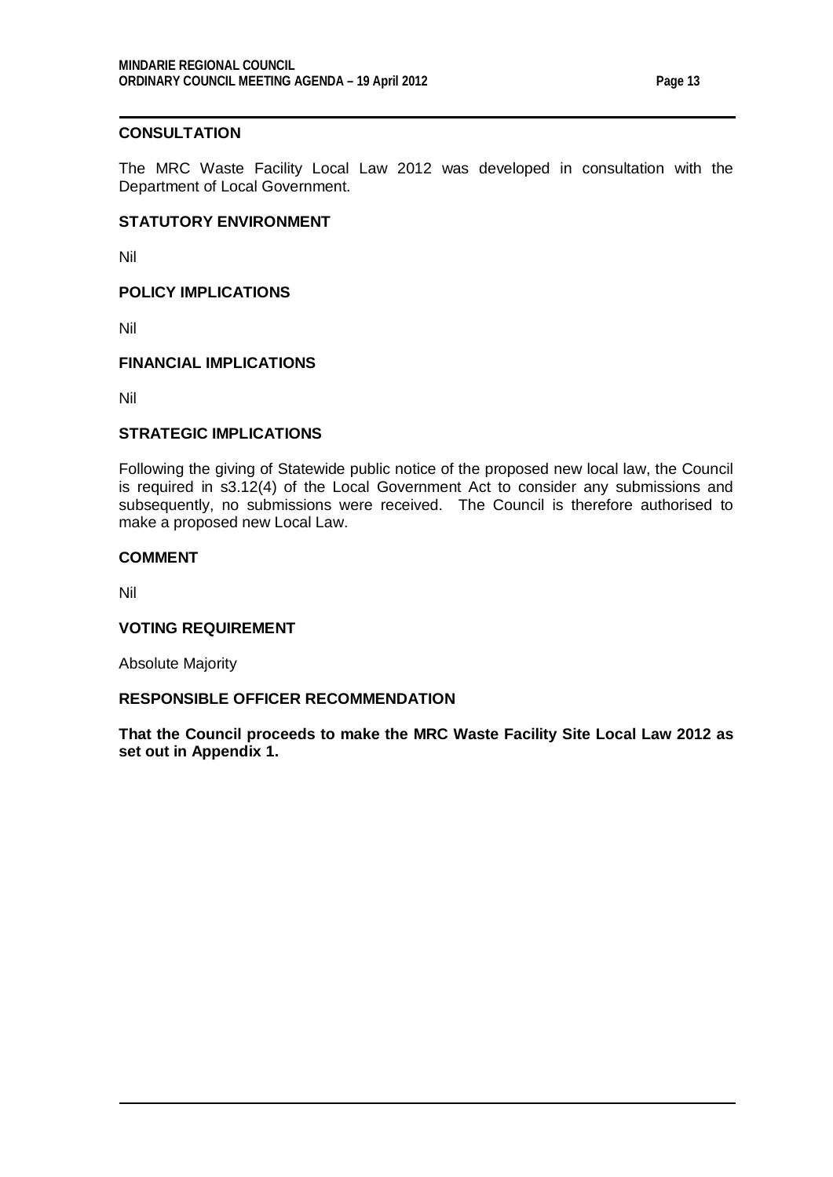### CONSULTATION

The MRC Waste Facility Local Law 2012 was developed in consultation with the Department of Local Government.

### STATUTORY ENVIRONMENT

Nil

### POLICY IMPLICATIONS

Nil

### FINANCIAL IMPLICATIONS

Nil

### STRATEGIC IMPLICATIONS

Following the giving of Statewide public notice of the proposed new local law, the Council is required in s3.12(4) of the Local Government Act to consider any submissions and subsequently, no submissions were received. The Council is therefore authorised to make a proposed new Local Law.

### COMMENT

Nil

### VOTING REQUIREMENT

Absolute Majority

### RESPONSIBLE OFFICER RECOMMENDATION

**That the Council proceeds to make the MRC Waste Facility Site Local Law 2012 as set out in Appendix 1.**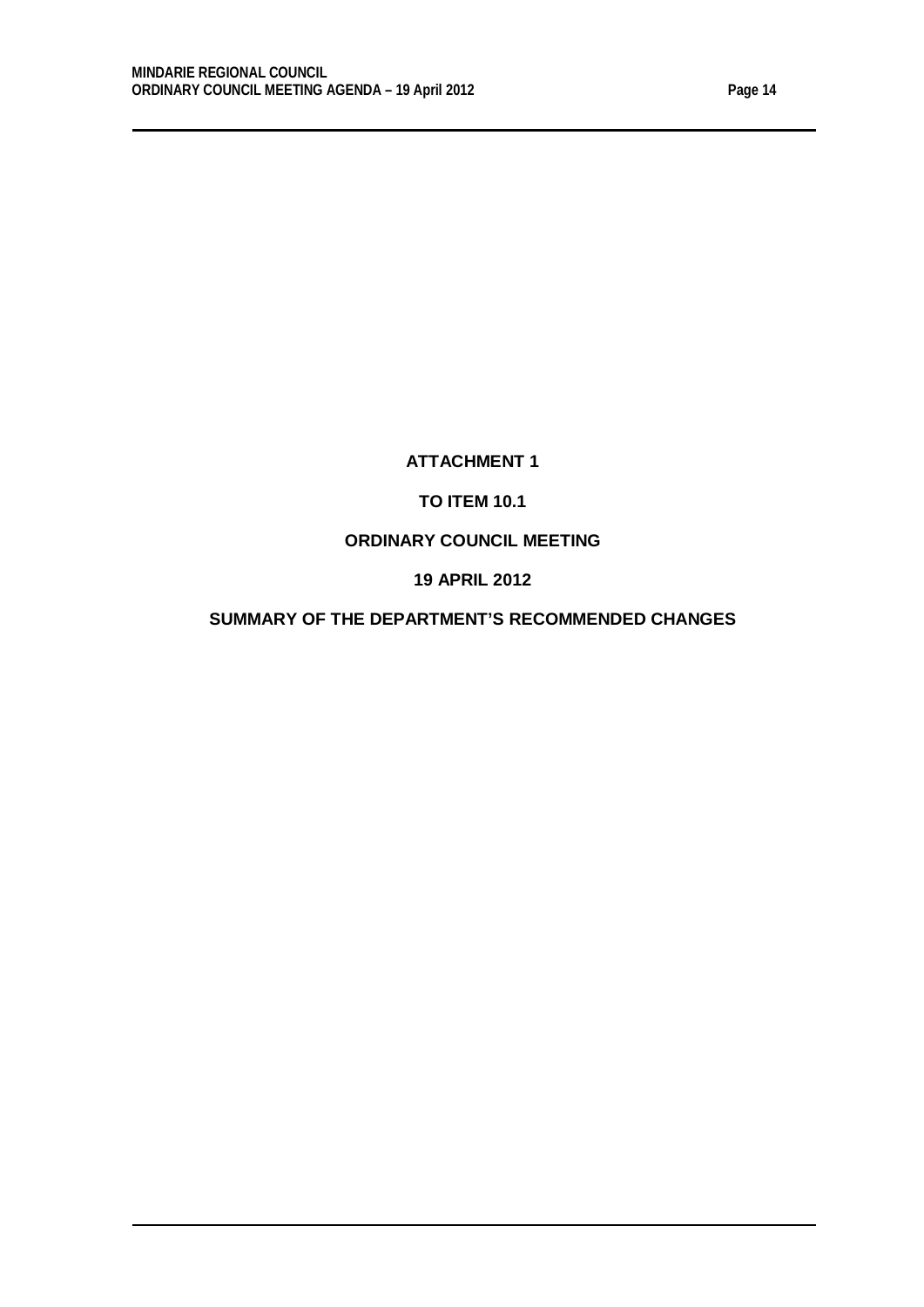**ATTACHMENT 1**

**TO ITEM 10.1**

**ORDINARY COUNCIL MEETING**

**19 APRIL 2012**

**SUMMARY OF THE DEPARTMENT'S RECOMMENDED CHANGES**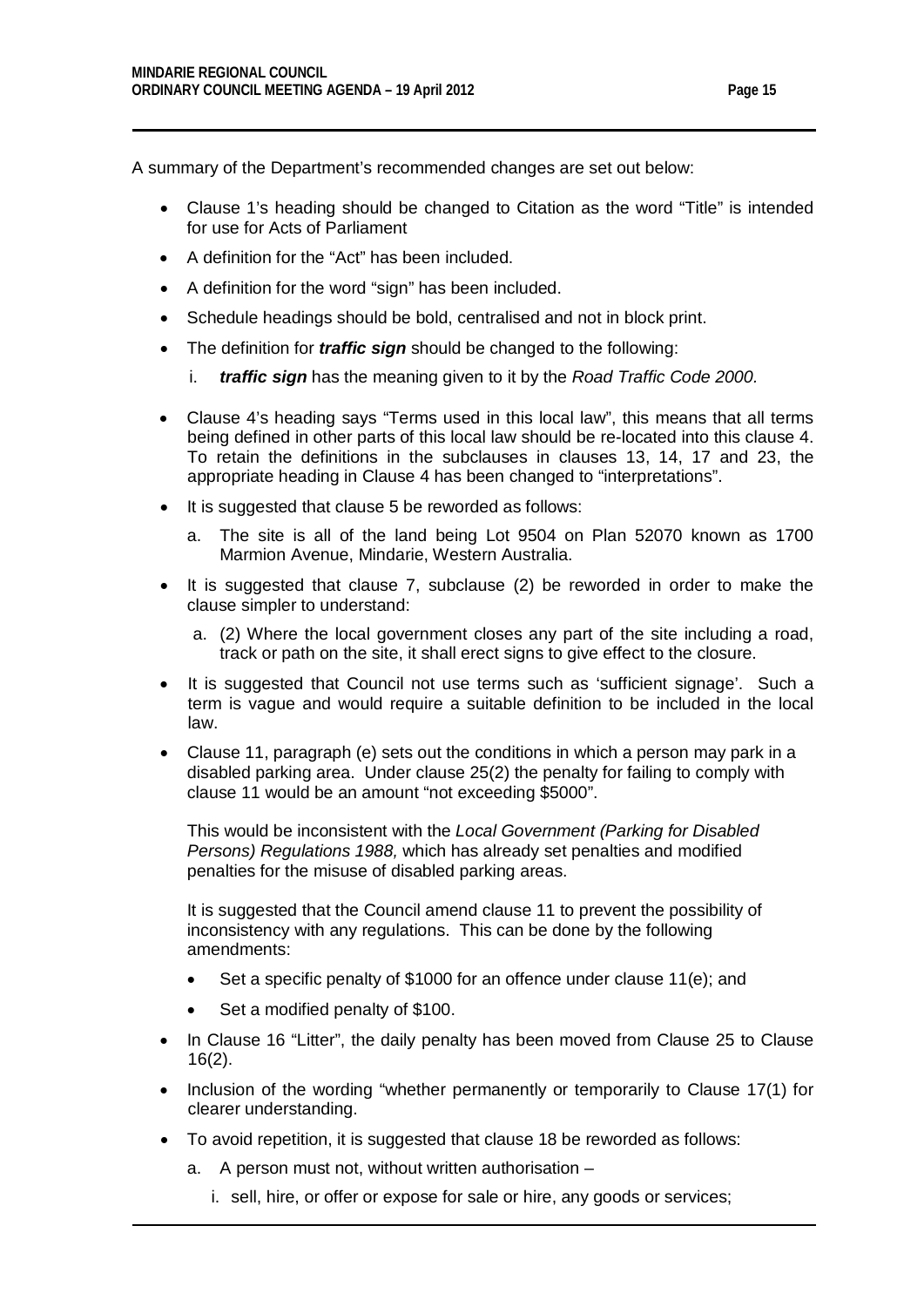A summary of the Department's recommended changes are set out below:

- Clause 1's heading should be changed to Citation as the word "Title" is intended for use for Acts of Parliament
- A definition for the "Act" has been included.
- A definition for the word "sign" has been included.
- Schedule headings should be bold, centralised and not in block print.
- The definition for ***traffic sign*** should be changed to the following:
  i. ***traffic sign*** has the meaning given to it by the *Road Traffic Code 2000*.
- Clause 4's heading says "Terms used in this local law", this means that all terms being defined in other parts of this local law should be re-located into this clause 4. To retain the definitions in the subclauses in clauses 13, 14, 17 and 23, the appropriate heading in Clause 4 has been changed to "interpretations".
- It is suggested that clause 5 be reworded as follows:
  a. The site is all of the land being Lot 9504 on Plan 52070 known as 1700 Marmion Avenue, Mindarie, Western Australia.
- It is suggested that clause 7, subclause (2) be reworded in order to make the clause simpler to understand:
  a. (2) Where the local government closes any part of the site including a road, track or path on the site, it shall erect signs to give effect to the closure.
- It is suggested that Council not use terms such as 'sufficient signage'. Such a term is vague and would require a suitable definition to be included in the local law.
- Clause 11, paragraph (e) sets out the conditions in which a person may park in a disabled parking area. Under clause 25(2) the penalty for failing to comply with clause 11 would be an amount "not exceeding $5000".

  This would be inconsistent with the *Local Government (Parking for Disabled Persons) Regulations 1988,* which has already set penalties and modified penalties for the misuse of disabled parking areas.

  It is suggested that the Council amend clause 11 to prevent the possibility of inconsistency with any regulations. This can be done by the following amendments:

  - Set a specific penalty of $1000 for an offence under clause 11(e); and
  - Set a modified penalty of $100.
- In Clause 16 "Litter", the daily penalty has been moved from Clause 25 to Clause 16(2).
- Inclusion of the wording "whether permanently or temporarily to Clause 17(1) for clearer understanding.
- To avoid repetition, it is suggested that clause 18 be reworded as follows:
  a. A person must not, without written authorisation –
     i. sell, hire, or offer or expose for sale or hire, any goods or services;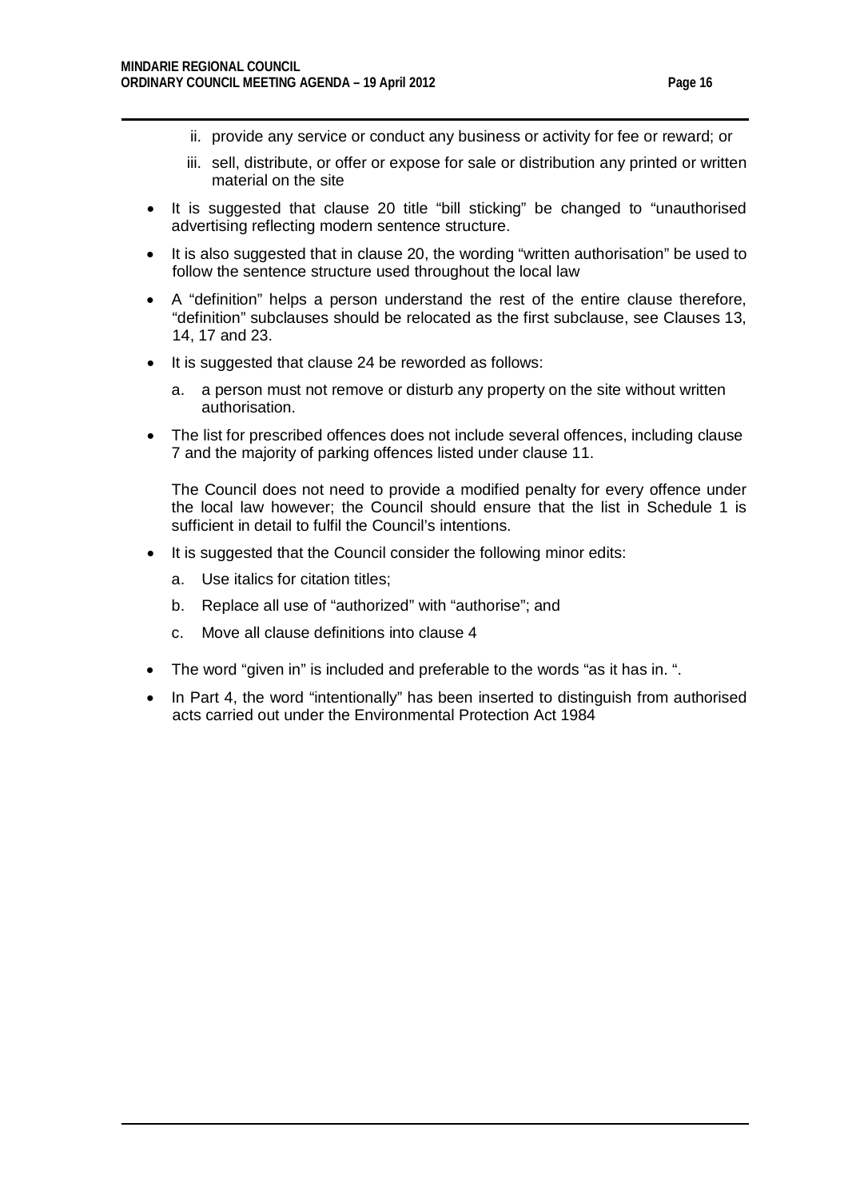ii. provide any service or conduct any business or activity for fee or reward; or

   iii. sell, distribute, or offer or expose for sale or distribution any printed or written material on the site

- It is suggested that clause 20 title "bill sticking" be changed to "unauthorised advertising reflecting modern sentence structure.

- It is also suggested that in clause 20, the wording "written authorisation" be used to follow the sentence structure used throughout the local law

- A "definition" helps a person understand the rest of the entire clause therefore, "definition" subclauses should be relocated as the first subclause, see Clauses 13, 14, 17 and 23.

- It is suggested that clause 24 be reworded as follows:

   a. a person must not remove or disturb any property on the site without written authorisation.

- The list for prescribed offences does not include several offences, including clause 7 and the majority of parking offences listed under clause 11.

  The Council does not need to provide a modified penalty for every offence under the local law however; the Council should ensure that the list in Schedule 1 is sufficient in detail to fulfil the Council's intentions.

- It is suggested that the Council consider the following minor edits:

   a. Use italics for citation titles;

   b. Replace all use of "authorized" with "authorise"; and

   c. Move all clause definitions into clause 4

- The word "given in" is included and preferable to the words "as it has in. ".

- In Part 4, the word "intentionally" has been inserted to distinguish from authorised acts carried out under the Environmental Protection Act 1984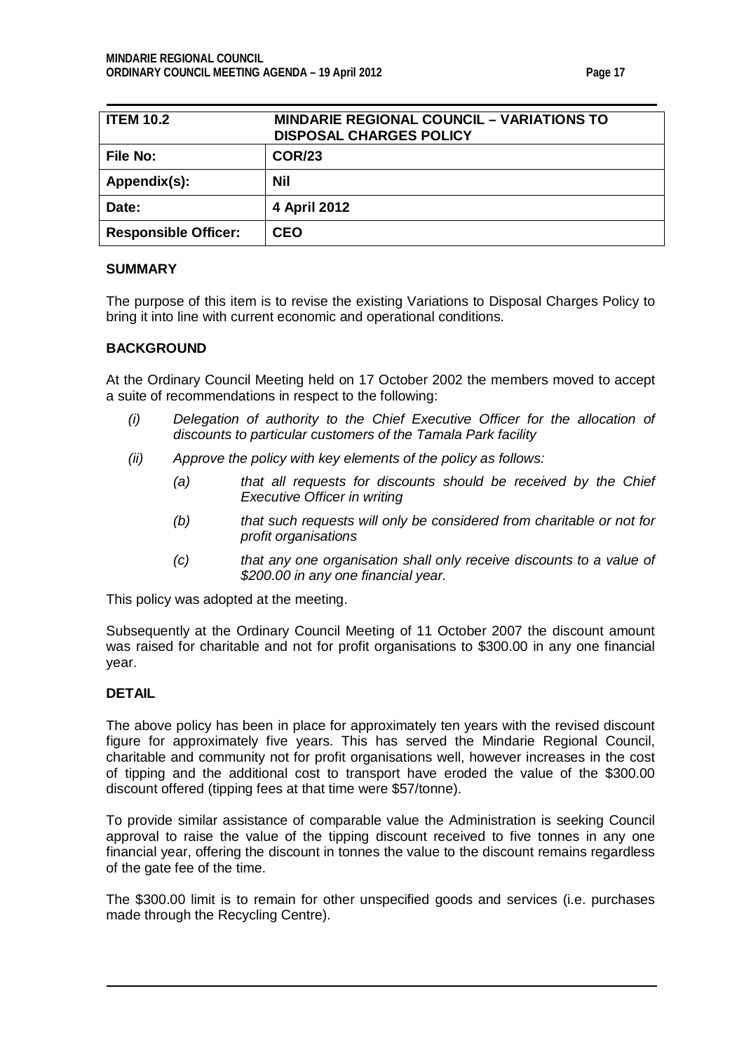| ITEM 10.2 | MINDARIE REGIONAL COUNCIL – VARIATIONS TO DISPOSAL CHARGES POLICY |
|---|---|
| File No: | COR/23 |
| Appendix(s): | Nil |
| Date: | 4 April 2012 |
| Responsible Officer: | CEO |

### SUMMARY

The purpose of this item is to revise the existing Variations to Disposal Charges Policy to bring it into line with current economic and operational conditions.

### BACKGROUND

At the Ordinary Council Meeting held on 17 October 2002 the members moved to accept a suite of recommendations in respect to the following:

*(i)* *Delegation of authority to the Chief Executive Officer for the allocation of discounts to particular customers of the Tamala Park facility*

*(ii)* *Approve the policy with key elements of the policy as follows:*

- *(a)* *that all requests for discounts should be received by the Chief Executive Officer in writing*
- *(b)* *that such requests will only be considered from charitable or not for profit organisations*
- *(c)* *that any one organisation shall only receive discounts to a value of $200.00 in any one financial year.*

This policy was adopted at the meeting.

Subsequently at the Ordinary Council Meeting of 11 October 2007 the discount amount was raised for charitable and not for profit organisations to $300.00 in any one financial year.

### DETAIL

The above policy has been in place for approximately ten years with the revised discount figure for approximately five years. This has served the Mindarie Regional Council, charitable and community not for profit organisations well, however increases in the cost of tipping and the additional cost to transport have eroded the value of the $300.00 discount offered (tipping fees at that time were $57/tonne).

To provide similar assistance of comparable value the Administration is seeking Council approval to raise the value of the tipping discount received to five tonnes in any one financial year, offering the discount in tonnes the value to the discount remains regardless of the gate fee of the time.

The $300.00 limit is to remain for other unspecified goods and services (i.e. purchases made through the Recycling Centre).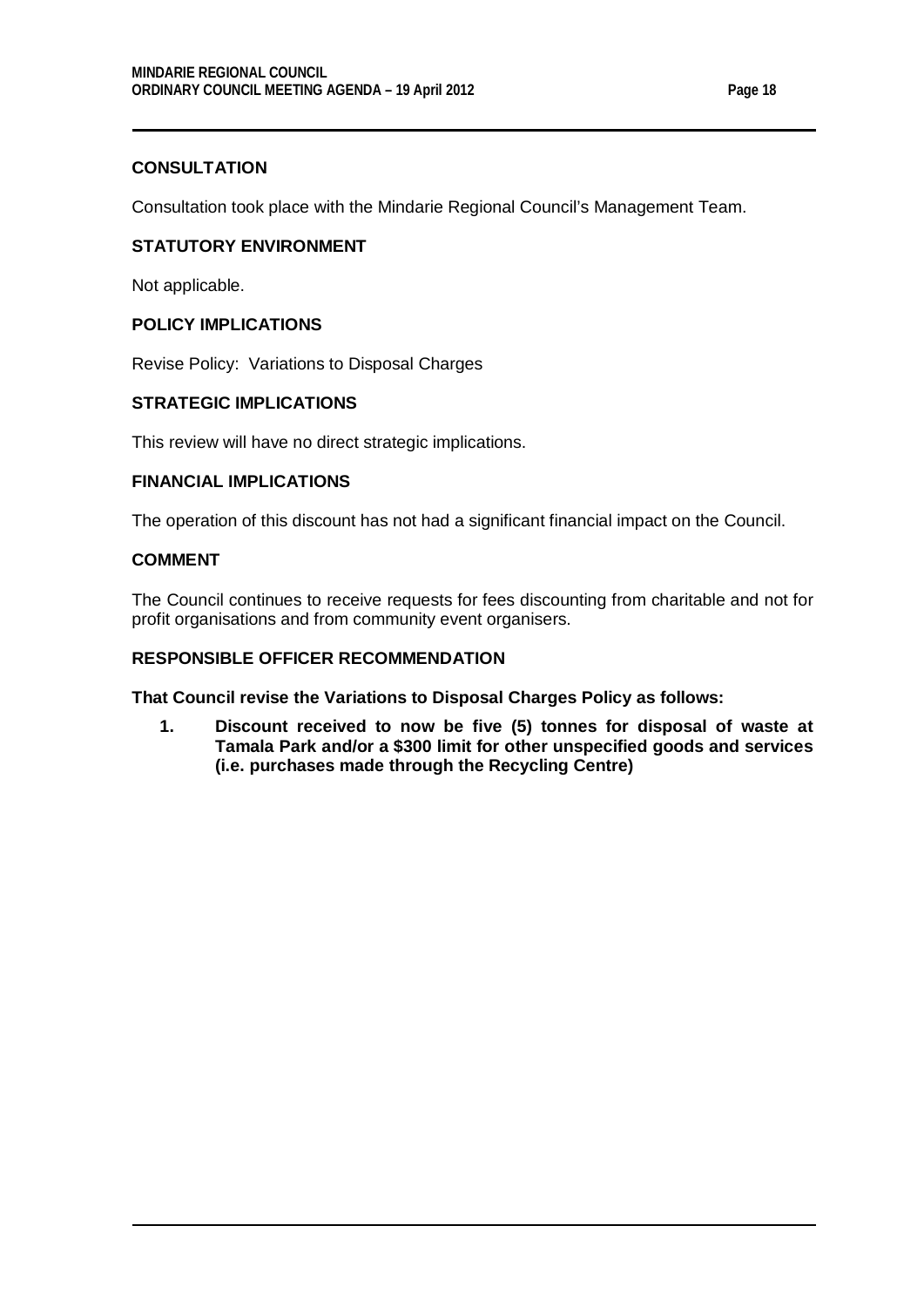## CONSULTATION

Consultation took place with the Mindarie Regional Council's Management Team.

## STATUTORY ENVIRONMENT

Not applicable.

## POLICY IMPLICATIONS

Revise Policy: Variations to Disposal Charges

## STRATEGIC IMPLICATIONS

This review will have no direct strategic implications.

## FINANCIAL IMPLICATIONS

The operation of this discount has not had a significant financial impact on the Council.

## COMMENT

The Council continues to receive requests for fees discounting from charitable and not for profit organisations and from community event organisers.

## RESPONSIBLE OFFICER RECOMMENDATION

**That Council revise the Variations to Disposal Charges Policy as follows:**

1. **Discount received to now be five (5) tonnes for disposal of waste at Tamala Park and/or a $300 limit for other unspecified goods and services (i.e. purchases made through the Recycling Centre)**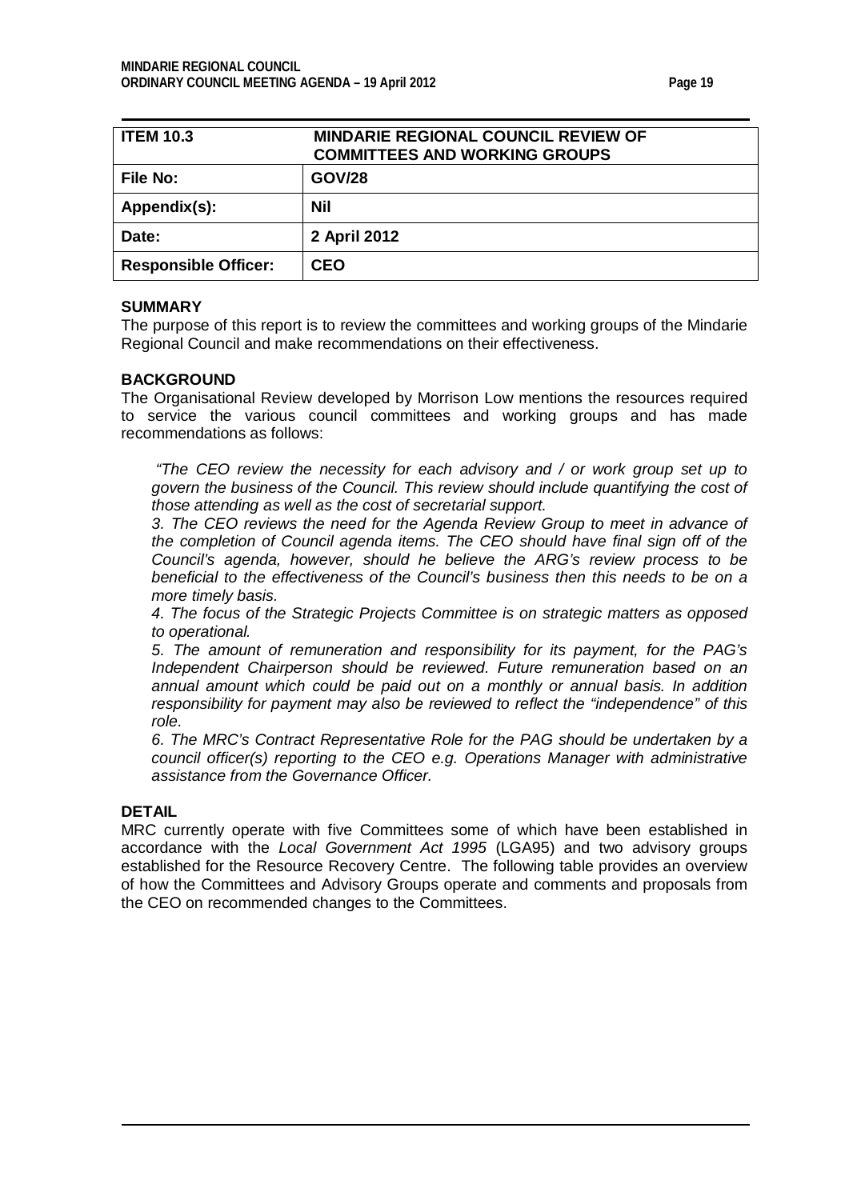| ITEM 10.3 | MINDARIE REGIONAL COUNCIL REVIEW OF COMMITTEES AND WORKING GROUPS |
|---|---|
| File No: | GOV/28 |
| Appendix(s): | Nil |
| Date: | 2 April 2012 |
| Responsible Officer: | CEO |

**SUMMARY**

The purpose of this report is to review the committees and working groups of the Mindarie Regional Council and make recommendations on their effectiveness.

**BACKGROUND**

The Organisational Review developed by Morrison Low mentions the resources required to service the various council committees and working groups and has made recommendations as follows:

*"The CEO review the necessity for each advisory and / or work group set up to govern the business of the Council. This review should include quantifying the cost of those attending as well as the cost of secretarial support.*

*3. The CEO reviews the need for the Agenda Review Group to meet in advance of the completion of Council agenda items. The CEO should have final sign off of the Council's agenda, however, should he believe the ARG's review process to be beneficial to the effectiveness of the Council's business then this needs to be on a more timely basis.*

*4. The focus of the Strategic Projects Committee is on strategic matters as opposed to operational.*

*5. The amount of remuneration and responsibility for its payment, for the PAG's Independent Chairperson should be reviewed. Future remuneration based on an annual amount which could be paid out on a monthly or annual basis. In addition responsibility for payment may also be reviewed to reflect the "independence" of this role.*

*6. The MRC's Contract Representative Role for the PAG should be undertaken by a council officer(s) reporting to the CEO e.g. Operations Manager with administrative assistance from the Governance Officer.*

**DETAIL**

MRC currently operate with five Committees some of which have been established in accordance with the *Local Government Act 1995* (LGA95) and two advisory groups established for the Resource Recovery Centre. The following table provides an overview of how the Committees and Advisory Groups operate and comments and proposals from the CEO on recommended changes to the Committees.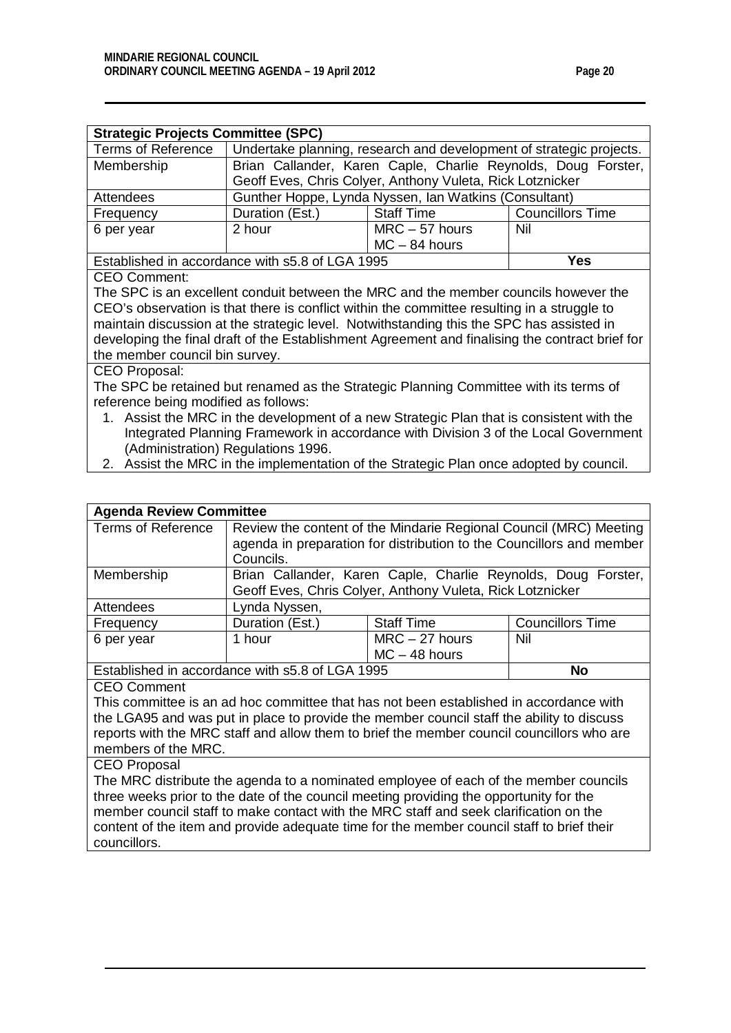| **Strategic Projects Committee (SPC)** | | | |
|---|---|---|---|
| Terms of Reference | Undertake planning, research and development of strategic projects. | | |
| Membership | Brian Callander, Karen Caple, Charlie Reynolds, Doug Forster, Geoff Eves, Chris Colyer, Anthony Vuleta, Rick Lotznicker | | |
| Attendees | Gunther Hoppe, Lynda Nyssen, Ian Watkins (Consultant) | | |
| Frequency | Duration (Est.) | Staff Time | Councillors Time |
| 6 per year | 2 hour | MRC – 57 hours<br>MC – 84 hours | Nil |
| Established in accordance with s5.8 of LGA 1995 | | | **Yes** |

CEO Comment:

The SPC is an excellent conduit between the MRC and the member councils however the CEO's observation is that there is conflict within the committee resulting in a struggle to maintain discussion at the strategic level. Notwithstanding this the SPC has assisted in developing the final draft of the Establishment Agreement and finalising the contract brief for the member council bin survey.

CEO Proposal:

The SPC be retained but renamed as the Strategic Planning Committee with its terms of reference being modified as follows:

1. Assist the MRC in the development of a new Strategic Plan that is consistent with the Integrated Planning Framework in accordance with Division 3 of the Local Government (Administration) Regulations 1996.
2. Assist the MRC in the implementation of the Strategic Plan once adopted by council.

| **Agenda Review Committee** | | | |
|---|---|---|---|
| Terms of Reference | Review the content of the Mindarie Regional Council (MRC) Meeting agenda in preparation for distribution to the Councillors and member Councils. | | |
| Membership | Brian Callander, Karen Caple, Charlie Reynolds, Doug Forster, Geoff Eves, Chris Colyer, Anthony Vuleta, Rick Lotznicker | | |
| Attendees | Lynda Nyssen, | | |
| Frequency | Duration (Est.) | Staff Time | Councillors Time |
| 6 per year | 1 hour | MRC – 27 hours<br>MC – 48 hours | Nil |
| Established in accordance with s5.8 of LGA 1995 | | | **No** |

CEO Comment

This committee is an ad hoc committee that has not been established in accordance with the LGA95 and was put in place to provide the member council staff the ability to discuss reports with the MRC staff and allow them to brief the member council councillors who are members of the MRC.

CEO Proposal

The MRC distribute the agenda to a nominated employee of each of the member councils three weeks prior to the date of the council meeting providing the opportunity for the member council staff to make contact with the MRC staff and seek clarification on the content of the item and provide adequate time for the member council staff to brief their councillors.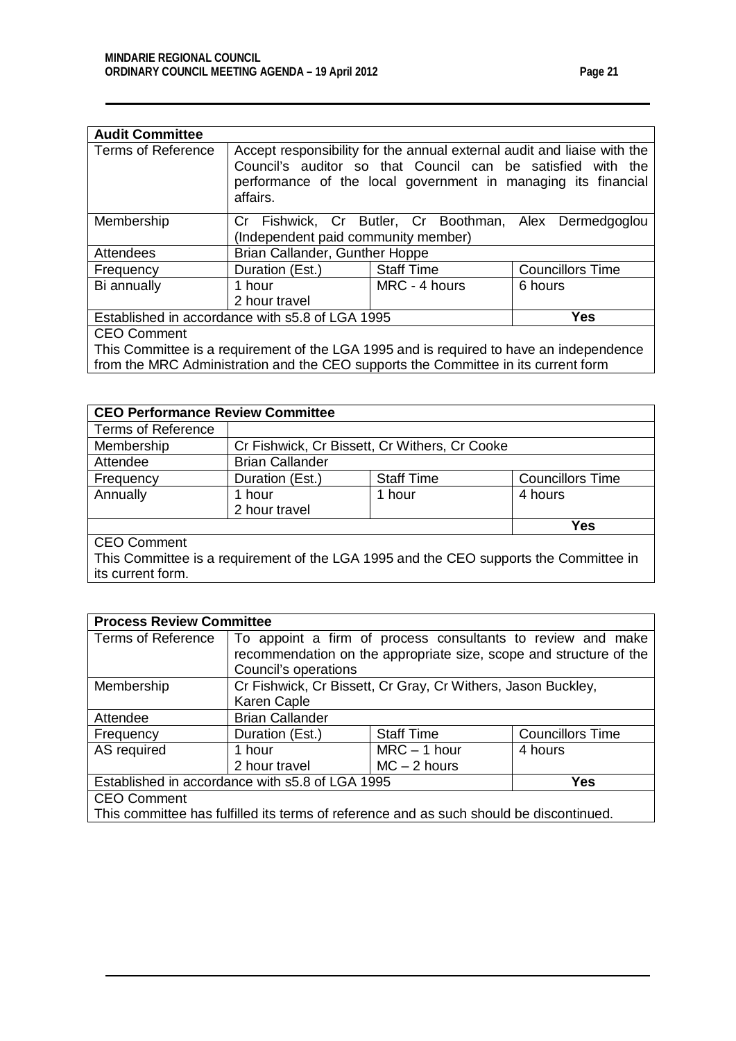| **Audit Committee** | | | |
|---|---|---|---|
| Terms of Reference | Accept responsibility for the annual external audit and liaise with the Council's auditor so that Council can be satisfied with the performance of the local government in managing its financial affairs. | | |
| Membership | Cr Fishwick, Cr Butler, Cr Boothman, Alex Dermedgoglou (Independent paid community member) | | |
| Attendees | Brian Callander, Gunther Hoppe | | |
| Frequency | Duration (Est.) | Staff Time | Councillors Time |
| Bi annually | 1 hour<br>2 hour travel | MRC - 4 hours | 6 hours |
| Established in accordance with s5.8 of LGA 1995 | | | **Yes** |
| CEO Comment<br>This Committee is a requirement of the LGA 1995 and is required to have an independence from the MRC Administration and the CEO supports the Committee in its current form | | | |

| **CEO Performance Review Committee** | | | |
|---|---|---|---|
| Terms of Reference | | | |
| Membership | Cr Fishwick, Cr Bissett, Cr Withers, Cr Cooke | | |
| Attendee | Brian Callander | | |
| Frequency | Duration (Est.) | Staff Time | Councillors Time |
| Annually | 1 hour<br>2 hour travel | 1 hour | 4 hours |
| | | | **Yes** |
| CEO Comment<br>This Committee is a requirement of the LGA 1995 and the CEO supports the Committee in its current form. | | | |

| **Process Review Committee** | | | |
|---|---|---|---|
| Terms of Reference | To appoint a firm of process consultants to review and make recommendation on the appropriate size, scope and structure of the Council's operations | | |
| Membership | Cr Fishwick, Cr Bissett, Cr Gray, Cr Withers, Jason Buckley, Karen Caple | | |
| Attendee | Brian Callander | | |
| Frequency | Duration (Est.) | Staff Time | Councillors Time |
| AS required | 1 hour<br>2 hour travel | MRC – 1 hour<br>MC – 2 hours | 4 hours |
| Established in accordance with s5.8 of LGA 1995 | | | **Yes** |
| CEO Comment<br>This committee has fulfilled its terms of reference and as such should be discontinued. | | | |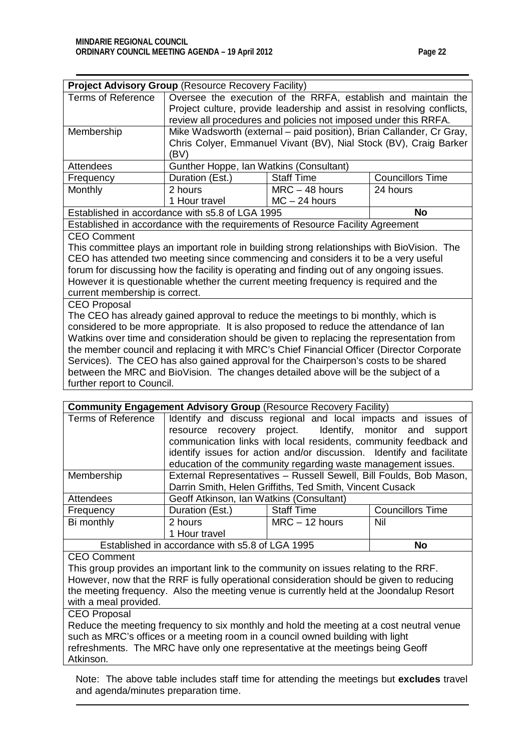| **Project Advisory Group** (Resource Recovery Facility) | | | |
|---|---|---|---|
| Terms of Reference | Oversee the execution of the RRFA, establish and maintain the Project culture, provide leadership and assist in resolving conflicts, review all procedures and policies not imposed under this RRFA. | | |
| Membership | Mike Wadsworth (external – paid position), Brian Callander, Cr Gray, Chris Colyer, Emmanuel Vivant (BV), Nial Stock (BV), Craig Barker (BV) | | |
| Attendees | Gunther Hoppe, Ian Watkins (Consultant) | | |
| Frequency | Duration (Est.) | Staff Time | Councillors Time |
| Monthly | 2 hours<br>1 Hour travel | MRC – 48 hours<br>MC – 24 hours | 24 hours |
| Established in accordance with s5.8 of LGA 1995 | | | **No** |
| Established in accordance with the requirements of Resource Facility Agreement | | | |
| CEO Comment<br>This committee plays an important role in building strong relationships with BioVision. The CEO has attended two meeting since commencing and considers it to be a very useful forum for discussing how the facility is operating and finding out of any ongoing issues. However it is questionable whether the current meeting frequency is required and the current membership is correct. | | | |
| CEO Proposal<br>The CEO has already gained approval to reduce the meetings to bi monthly, which is considered to be more appropriate. It is also proposed to reduce the attendance of Ian Watkins over time and consideration should be given to replacing the representation from the member council and replacing it with MRC's Chief Financial Officer (Director Corporate Services). The CEO has also gained approval for the Chairperson's costs to be shared between the MRC and BioVision. The changes detailed above will be the subject of a further report to Council. | | | |

| **Community Engagement Advisory Group** (Resource Recovery Facility) | | | |
|---|---|---|---|
| Terms of Reference | Identify and discuss regional and local impacts and issues of resource recovery project. Identify, monitor and support communication links with local residents, community feedback and identify issues for action and/or discussion. Identify and facilitate education of the community regarding waste management issues. | | |
| Membership | External Representatives – Russell Sewell, Bill Foulds, Bob Mason, Darrin Smith, Helen Griffiths, Ted Smith, Vincent Cusack | | |
| Attendees | Geoff Atkinson, Ian Watkins (Consultant) | | |
| Frequency | Duration (Est.) | Staff Time | Councillors Time |
| Bi monthly | 2 hours<br>1 Hour travel | MRC – 12 hours | Nil |
| Established in accordance with s5.8 of LGA 1995 | | | **No** |
| CEO Comment<br>This group provides an important link to the community on issues relating to the RRF. However, now that the RRF is fully operational consideration should be given to reducing the meeting frequency. Also the meeting venue is currently held at the Joondalup Resort with a meal provided. | | | |
| CEO Proposal<br>Reduce the meeting frequency to six monthly and hold the meeting at a cost neutral venue such as MRC's offices or a meeting room in a council owned building with light refreshments. The MRC have only one representative at the meetings being Geoff Atkinson. | | | |

Note: The above table includes staff time for attending the meetings but **excludes** travel and agenda/minutes preparation time.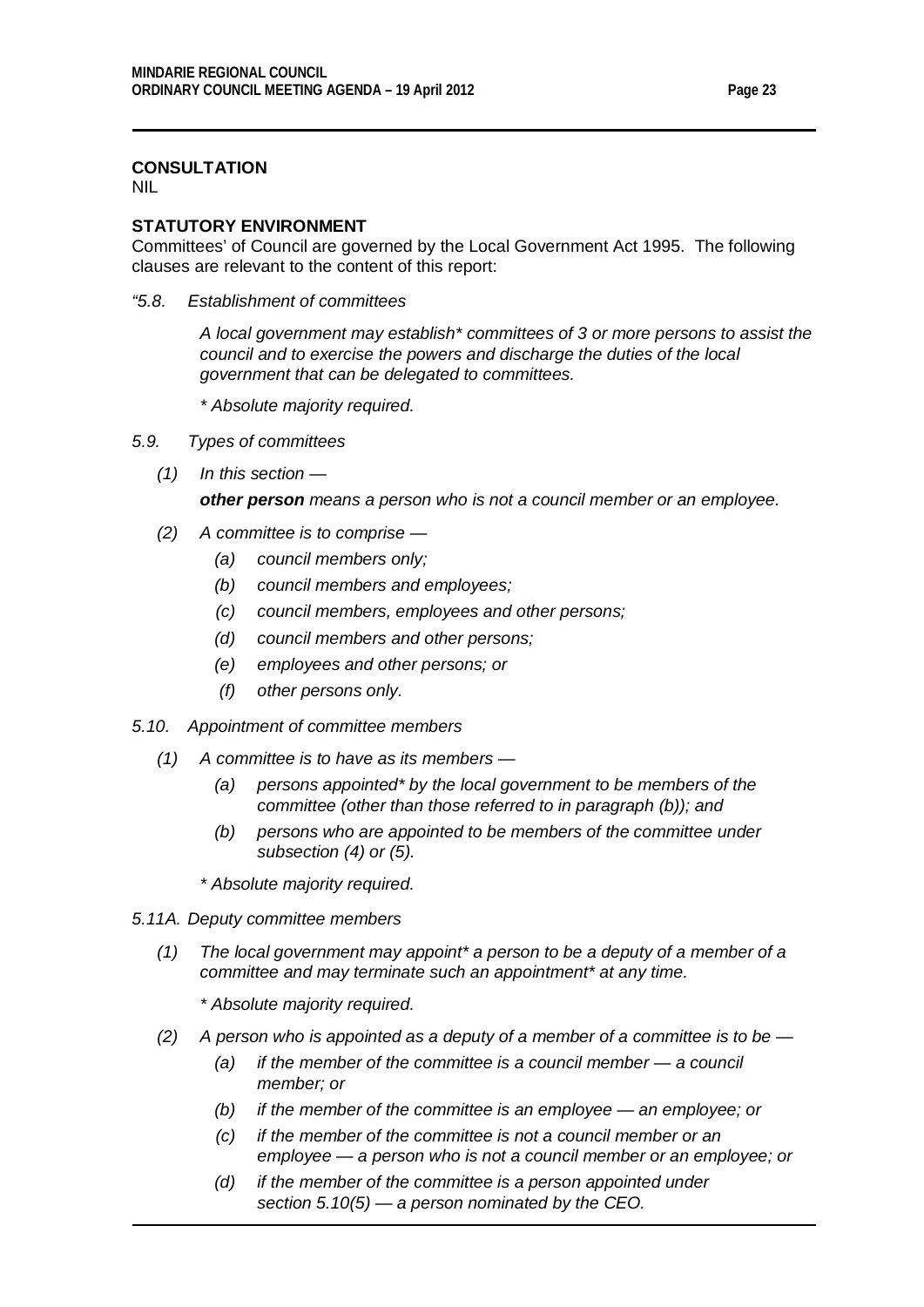**CONSULTATION**
NIL

**STATUTORY ENVIRONMENT**
Committees' of Council are governed by the Local Government Act 1995. The following clauses are relevant to the content of this report:

*"5.8. Establishment of committees*

*A local government may establish* committees of 3 or more persons to assist the council and to exercise the powers and discharge the duties of the local government that can be delegated to committees.*

** Absolute majority required.*

*5.9. Types of committees*

*(1) In this section —*

***other person** means a person who is not a council member or an employee.*

*(2) A committee is to comprise —*

- *(a) council members only;*
- *(b) council members and employees;*
- *(c) council members, employees and other persons;*
- *(d) council members and other persons;*
- *(e) employees and other persons; or*
- *(f) other persons only.*

*5.10. Appointment of committee members*

*(1) A committee is to have as its members —*

- *(a) persons appointed* by the local government to be members of the committee (other than those referred to in paragraph (b)); and*
- *(b) persons who are appointed to be members of the committee under subsection (4) or (5).*

** Absolute majority required.*

*5.11A. Deputy committee members*

*(1) The local government may appoint* a person to be a deputy of a member of a committee and may terminate such an appointment* at any time.*

** Absolute majority required.*

*(2) A person who is appointed as a deputy of a member of a committee is to be —*

- *(a) if the member of the committee is a council member — a council member; or*
- *(b) if the member of the committee is an employee — an employee; or*
- *(c) if the member of the committee is not a council member or an employee — a person who is not a council member or an employee; or*
- *(d) if the member of the committee is a person appointed under section 5.10(5) — a person nominated by the CEO.*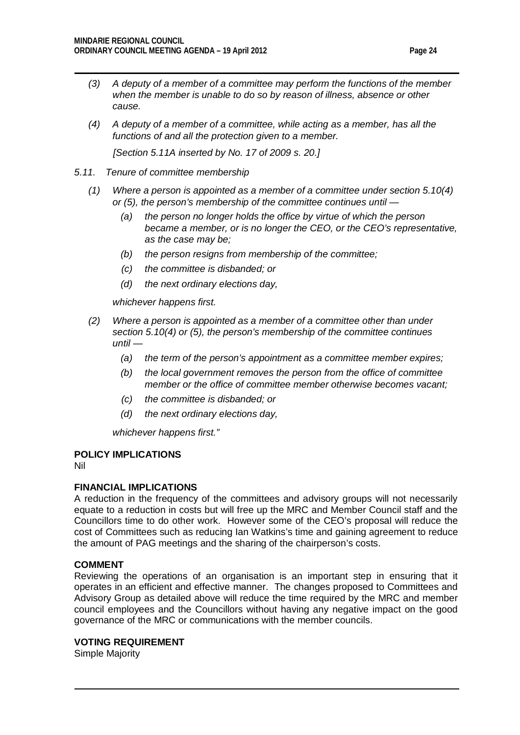*(3) A deputy of a member of a committee may perform the functions of the member when the member is unable to do so by reason of illness, absence or other cause.*

*(4) A deputy of a member of a committee, while acting as a member, has all the functions of and all the protection given to a member.*

*[Section 5.11A inserted by No. 17 of 2009 s. 20.]*

*5.11. Tenure of committee membership*

*(1) Where a person is appointed as a member of a committee under section 5.10(4) or (5), the person's membership of the committee continues until —*

*(a) the person no longer holds the office by virtue of which the person became a member, or is no longer the CEO, or the CEO's representative, as the case may be;*

*(b) the person resigns from membership of the committee;*

*(c) the committee is disbanded; or*

*(d) the next ordinary elections day,*

*whichever happens first.*

*(2) Where a person is appointed as a member of a committee other than under section 5.10(4) or (5), the person's membership of the committee continues until —*

*(a) the term of the person's appointment as a committee member expires;*

*(b) the local government removes the person from the office of committee member or the office of committee member otherwise becomes vacant;*

*(c) the committee is disbanded; or*

*(d) the next ordinary elections day,*

*whichever happens first."*

**POLICY IMPLICATIONS**

Nil

**FINANCIAL IMPLICATIONS**

A reduction in the frequency of the committees and advisory groups will not necessarily equate to a reduction in costs but will free up the MRC and Member Council staff and the Councillors time to do other work. However some of the CEO's proposal will reduce the cost of Committees such as reducing Ian Watkins's time and gaining agreement to reduce the amount of PAG meetings and the sharing of the chairperson's costs.

**COMMENT**

Reviewing the operations of an organisation is an important step in ensuring that it operates in an efficient and effective manner. The changes proposed to Committees and Advisory Group as detailed above will reduce the time required by the MRC and member council employees and the Councillors without having any negative impact on the good governance of the MRC or communications with the member councils.

**VOTING REQUIREMENT**

Simple Majority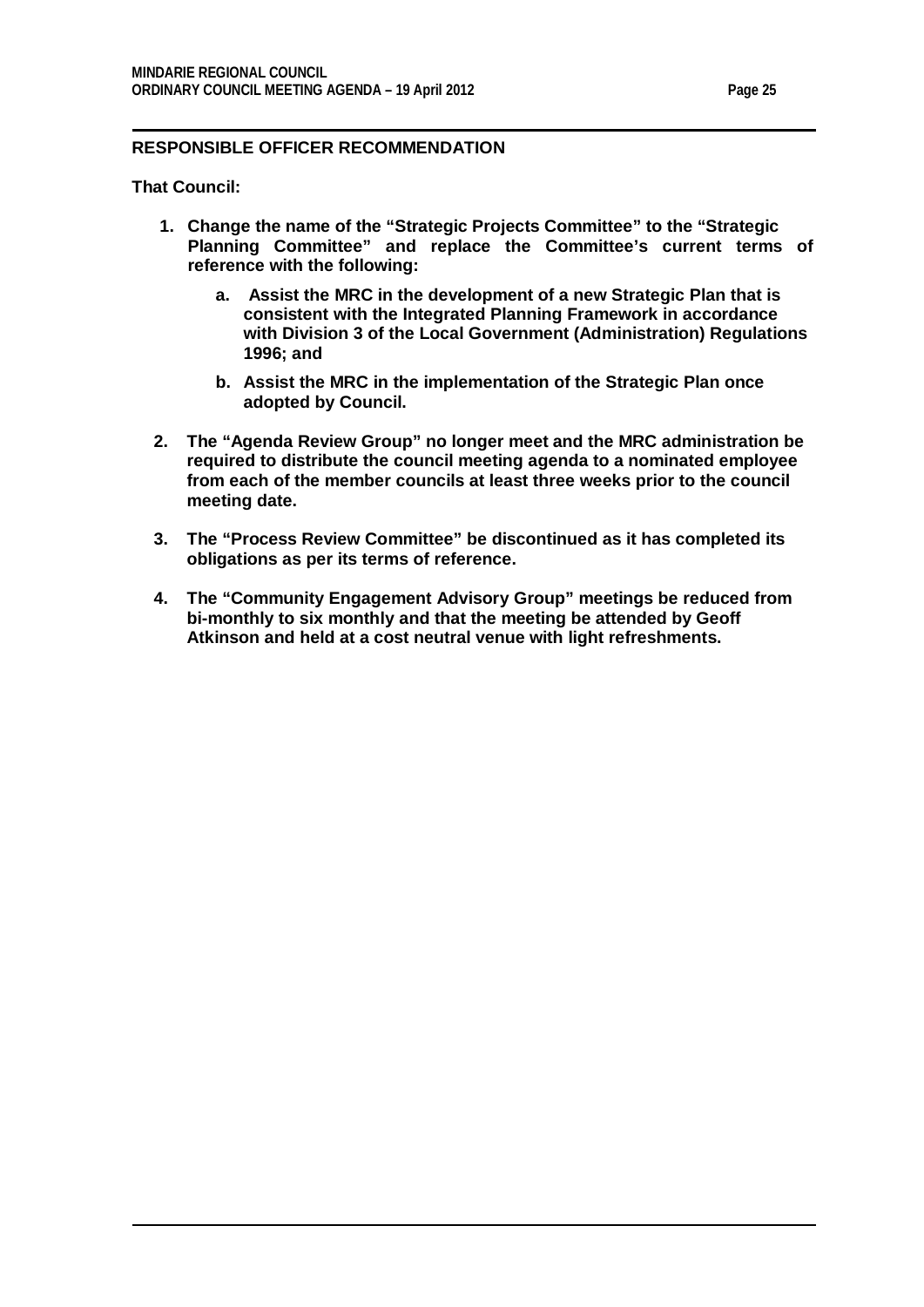## RESPONSIBLE OFFICER RECOMMENDATION

**That Council:**

1. **Change the name of the "Strategic Projects Committee" to the "Strategic Planning Committee" and replace the Committee's current terms of reference with the following:**

    a. **Assist the MRC in the development of a new Strategic Plan that is consistent with the Integrated Planning Framework in accordance with Division 3 of the Local Government (Administration) Regulations 1996; and**

    b. **Assist the MRC in the implementation of the Strategic Plan once adopted by Council.**

2. **The "Agenda Review Group" no longer meet and the MRC administration be required to distribute the council meeting agenda to a nominated employee from each of the member councils at least three weeks prior to the council meeting date.**

3. **The "Process Review Committee" be discontinued as it has completed its obligations as per its terms of reference.**

4. **The "Community Engagement Advisory Group" meetings be reduced from bi-monthly to six monthly and that the meeting be attended by Geoff Atkinson and held at a cost neutral venue with light refreshments.**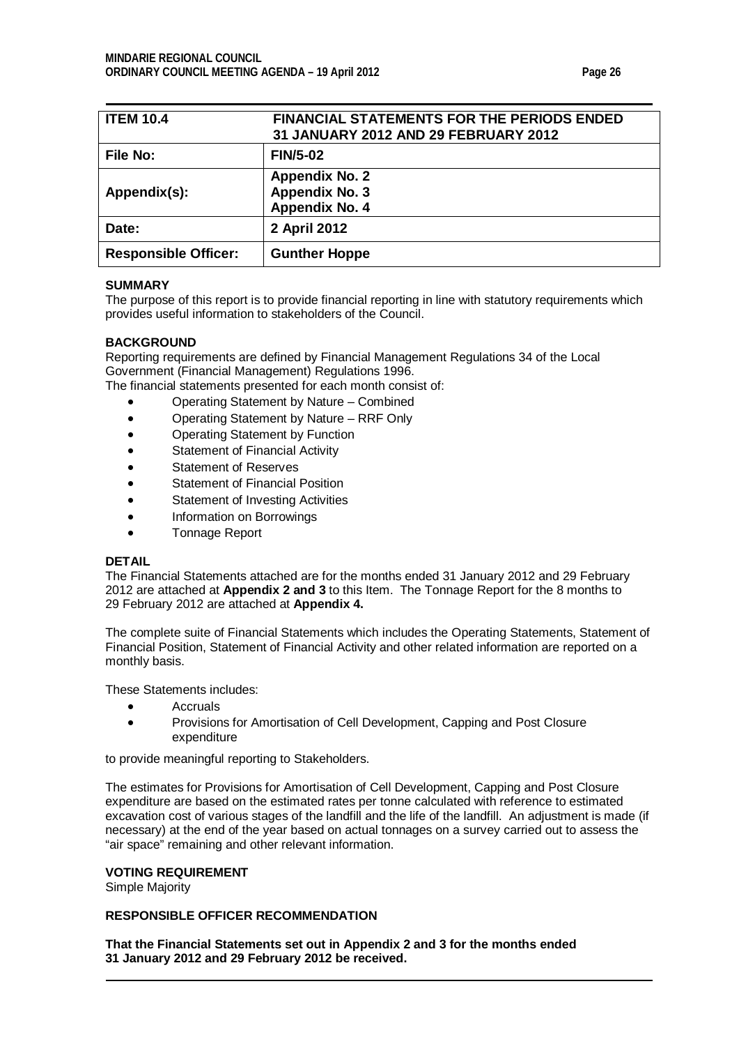| ITEM 10.4 | FINANCIAL STATEMENTS FOR THE PERIODS ENDED 31 JANUARY 2012 AND 29 FEBRUARY 2012 |
|---|---|
| File No: | FIN/5-02 |
| Appendix(s): | Appendix No. 2<br>Appendix No. 3<br>Appendix No. 4 |
| Date: | 2 April 2012 |
| Responsible Officer: | Gunther Hoppe |

**SUMMARY**

The purpose of this report is to provide financial reporting in line with statutory requirements which provides useful information to stakeholders of the Council.

**BACKGROUND**

Reporting requirements are defined by Financial Management Regulations 34 of the Local Government (Financial Management) Regulations 1996.

The financial statements presented for each month consist of:

- Operating Statement by Nature – Combined
- Operating Statement by Nature – RRF Only
- Operating Statement by Function
- Statement of Financial Activity
- Statement of Reserves
- Statement of Financial Position
- Statement of Investing Activities
- Information on Borrowings
- Tonnage Report

**DETAIL**

The Financial Statements attached are for the months ended 31 January 2012 and 29 February 2012 are attached at **Appendix 2 and 3** to this Item. The Tonnage Report for the 8 months to 29 February 2012 are attached at **Appendix 4.**

The complete suite of Financial Statements which includes the Operating Statements, Statement of Financial Position, Statement of Financial Activity and other related information are reported on a monthly basis.

These Statements includes:

- Accruals
- Provisions for Amortisation of Cell Development, Capping and Post Closure expenditure

to provide meaningful reporting to Stakeholders.

The estimates for Provisions for Amortisation of Cell Development, Capping and Post Closure expenditure are based on the estimated rates per tonne calculated with reference to estimated excavation cost of various stages of the landfill and the life of the landfill. An adjustment is made (if necessary) at the end of the year based on actual tonnages on a survey carried out to assess the "air space" remaining and other relevant information.

**VOTING REQUIREMENT**

Simple Majority

**RESPONSIBLE OFFICER RECOMMENDATION**

**That the Financial Statements set out in Appendix 2 and 3 for the months ended 31 January 2012 and 29 February 2012 be received.**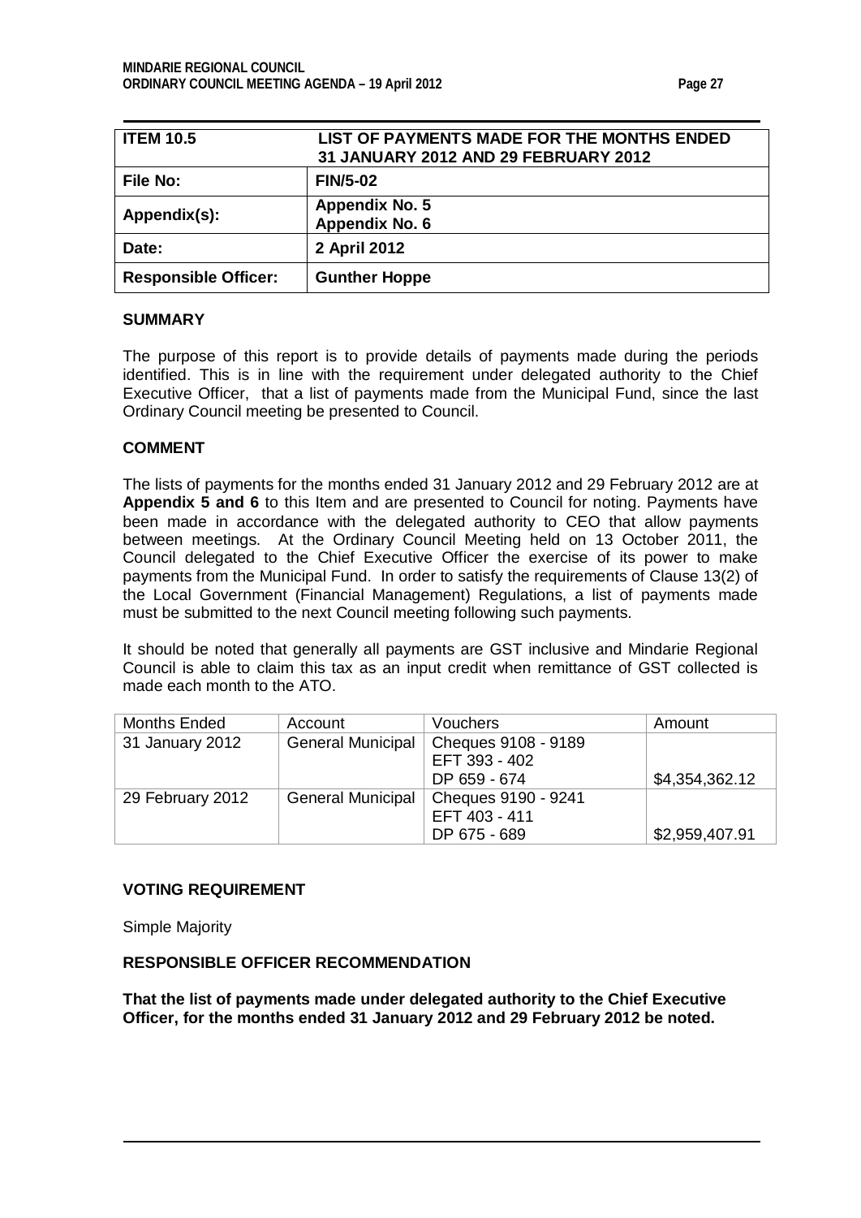| ITEM 10.5 | LIST OF PAYMENTS MADE FOR THE MONTHS ENDED 31 JANUARY 2012 AND 29 FEBRUARY 2012 |
|---|---|
| File No: | FIN/5-02 |
| Appendix(s): | Appendix No. 5<br>Appendix No. 6 |
| Date: | 2 April 2012 |
| Responsible Officer: | Gunther Hoppe |

**SUMMARY**

The purpose of this report is to provide details of payments made during the periods identified. This is in line with the requirement under delegated authority to the Chief Executive Officer, that a list of payments made from the Municipal Fund, since the last Ordinary Council meeting be presented to Council.

**COMMENT**

The lists of payments for the months ended 31 January 2012 and 29 February 2012 are at **Appendix 5 and 6** to this Item and are presented to Council for noting. Payments have been made in accordance with the delegated authority to CEO that allow payments between meetings. At the Ordinary Council Meeting held on 13 October 2011, the Council delegated to the Chief Executive Officer the exercise of its power to make payments from the Municipal Fund. In order to satisfy the requirements of Clause 13(2) of the Local Government (Financial Management) Regulations, a list of payments made must be submitted to the next Council meeting following such payments.

It should be noted that generally all payments are GST inclusive and Mindarie Regional Council is able to claim this tax as an input credit when remittance of GST collected is made each month to the ATO.

| Months Ended | Account | Vouchers | Amount |
|---|---|---|---|
| 31 January 2012 | General Municipal | Cheques 9108 - 9189<br>EFT 393 - 402<br>DP 659 - 674 | $4,354,362.12 |
| 29 February 2012 | General Municipal | Cheques 9190 - 9241<br>EFT 403 - 411<br>DP 675 - 689 | $2,959,407.91 |

**VOTING REQUIREMENT**

Simple Majority

**RESPONSIBLE OFFICER RECOMMENDATION**

**That the list of payments made under delegated authority to the Chief Executive Officer, for the months ended 31 January 2012 and 29 February 2012 be noted.**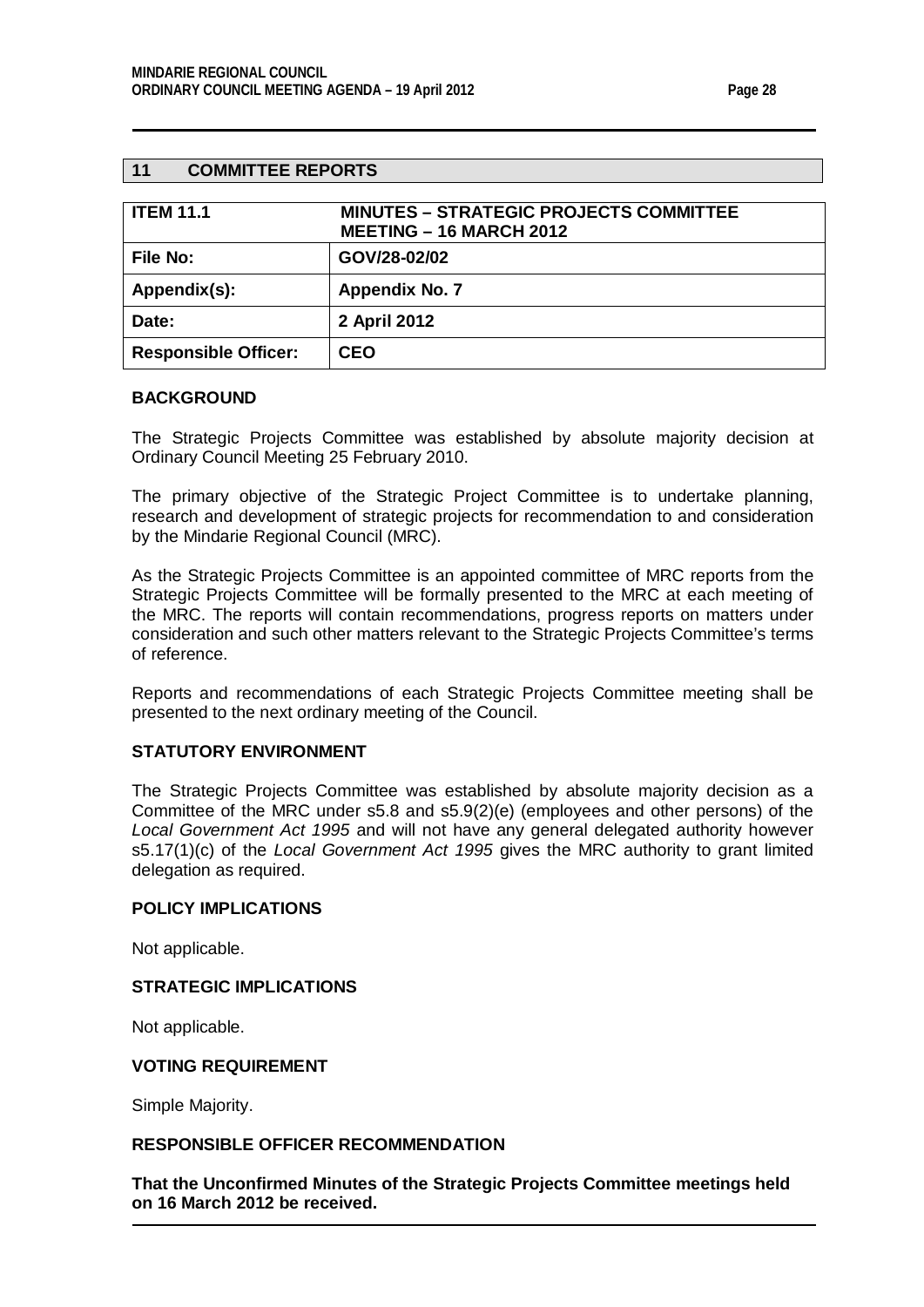## 11 COMMITTEE REPORTS

| ITEM 11.1 | MINUTES – STRATEGIC PROJECTS COMMITTEE MEETING – 16 MARCH 2012 |
|---|---|
| **File No:** | **GOV/28-02/02** |
| **Appendix(s):** | **Appendix No. 7** |
| **Date:** | **2 April 2012** |
| **Responsible Officer:** | **CEO** |

### BACKGROUND

The Strategic Projects Committee was established by absolute majority decision at Ordinary Council Meeting 25 February 2010.

The primary objective of the Strategic Project Committee is to undertake planning, research and development of strategic projects for recommendation to and consideration by the Mindarie Regional Council (MRC).

As the Strategic Projects Committee is an appointed committee of MRC reports from the Strategic Projects Committee will be formally presented to the MRC at each meeting of the MRC. The reports will contain recommendations, progress reports on matters under consideration and such other matters relevant to the Strategic Projects Committee's terms of reference.

Reports and recommendations of each Strategic Projects Committee meeting shall be presented to the next ordinary meeting of the Council.

### STATUTORY ENVIRONMENT

The Strategic Projects Committee was established by absolute majority decision as a Committee of the MRC under s5.8 and s5.9(2)(e) (employees and other persons) of the *Local Government Act 1995* and will not have any general delegated authority however s5.17(1)(c) of the *Local Government Act 1995* gives the MRC authority to grant limited delegation as required.

### POLICY IMPLICATIONS

Not applicable.

### STRATEGIC IMPLICATIONS

Not applicable.

### VOTING REQUIREMENT

Simple Majority.

### RESPONSIBLE OFFICER RECOMMENDATION

**That the Unconfirmed Minutes of the Strategic Projects Committee meetings held on 16 March 2012 be received.**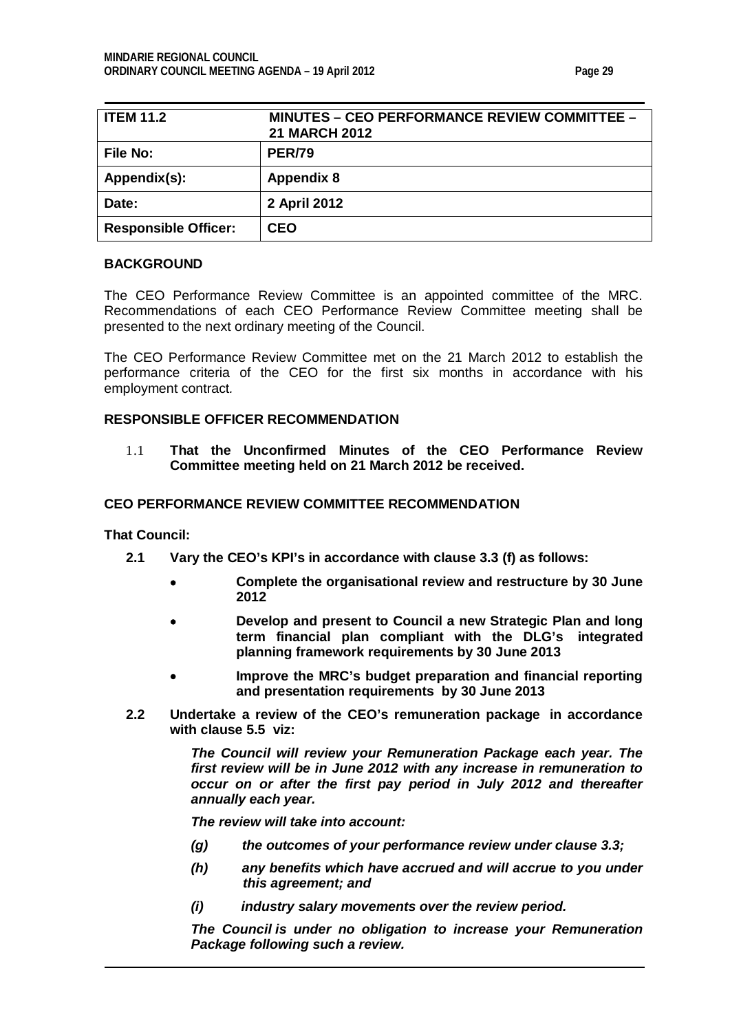| ITEM 11.2 | MINUTES – CEO PERFORMANCE REVIEW COMMITTEE – 21 MARCH 2012 |
|---|---|
| File No: | PER/79 |
| Appendix(s): | Appendix 8 |
| Date: | 2 April 2012 |
| Responsible Officer: | CEO |

## BACKGROUND

The CEO Performance Review Committee is an appointed committee of the MRC. Recommendations of each CEO Performance Review Committee meeting shall be presented to the next ordinary meeting of the Council.

The CEO Performance Review Committee met on the 21 March 2012 to establish the performance criteria of the CEO for the first six months in accordance with his employment contract.

## RESPONSIBLE OFFICER RECOMMENDATION

1.1 **That the Unconfirmed Minutes of the CEO Performance Review Committee meeting held on 21 March 2012 be received.**

## CEO PERFORMANCE REVIEW COMMITTEE RECOMMENDATION

**That Council:**

**2.1 Vary the CEO's KPI's in accordance with clause 3.3 (f) as follows:**

- **Complete the organisational review and restructure by 30 June 2012**
- **Develop and present to Council a new Strategic Plan and long term financial plan compliant with the DLG's integrated planning framework requirements by 30 June 2013**
- **Improve the MRC's budget preparation and financial reporting and presentation requirements by 30 June 2013**

**2.2 Undertake a review of the CEO's remuneration package in accordance with clause 5.5 viz:**

> ***The Council will review your Remuneration Package each year. The first review will be in June 2012 with any increase in remuneration to occur on or after the first pay period in July 2012 and thereafter annually each year.***
>
> ***The review will take into account:***
>
> ***(g) the outcomes of your performance review under clause 3.3;***
>
> ***(h) any benefits which have accrued and will accrue to you under this agreement; and***
>
> ***(i) industry salary movements over the review period.***
>
> ***The Council is under no obligation to increase your Remuneration Package following such a review.***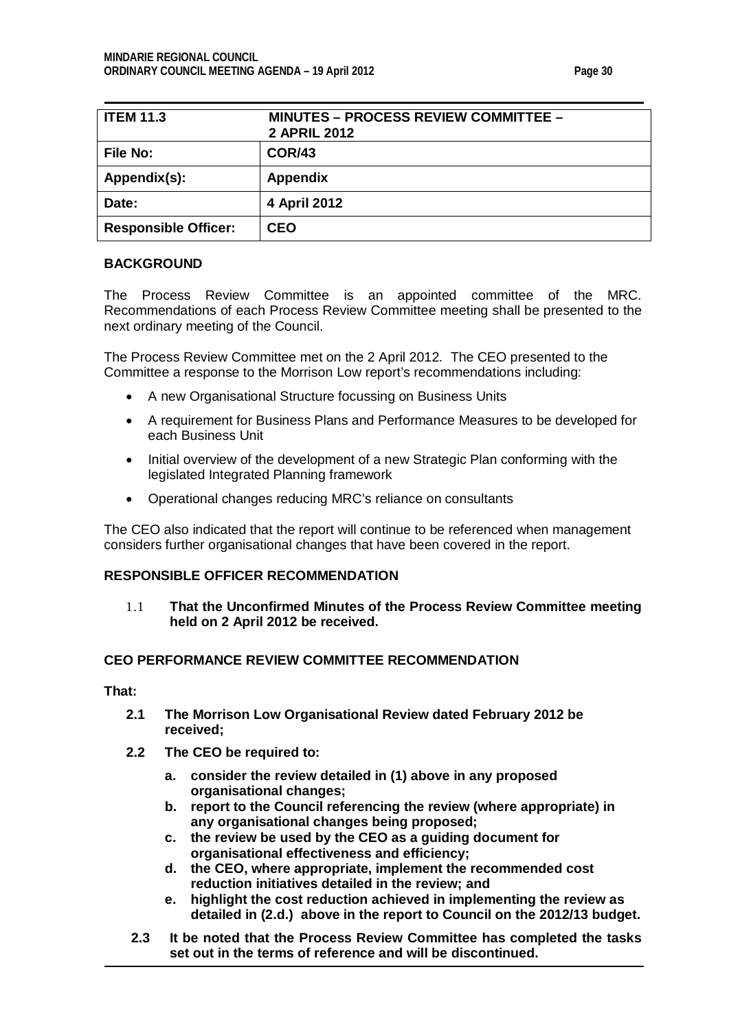| ITEM 11.3 | MINUTES – PROCESS REVIEW COMMITTEE – 2 APRIL 2012 |
|---|---|
| File No: | COR/43 |
| Appendix(s): | Appendix |
| Date: | 4 April 2012 |
| Responsible Officer: | CEO |

## BACKGROUND

The Process Review Committee is an appointed committee of the MRC. Recommendations of each Process Review Committee meeting shall be presented to the next ordinary meeting of the Council.

The Process Review Committee met on the 2 April 2012. The CEO presented to the Committee a response to the Morrison Low report's recommendations including:

- A new Organisational Structure focussing on Business Units
- A requirement for Business Plans and Performance Measures to be developed for each Business Unit
- Initial overview of the development of a new Strategic Plan conforming with the legislated Integrated Planning framework
- Operational changes reducing MRC's reliance on consultants

The CEO also indicated that the report will continue to be referenced when management considers further organisational changes that have been covered in the report.

## RESPONSIBLE OFFICER RECOMMENDATION

1.1 **That the Unconfirmed Minutes of the Process Review Committee meeting held on 2 April 2012 be received.**

## CEO PERFORMANCE REVIEW COMMITTEE RECOMMENDATION

**That:**

**2.1 The Morrison Low Organisational Review dated February 2012 be received;**

**2.2 The CEO be required to:**

**a. consider the review detailed in (1) above in any proposed organisational changes;**
**b. report to the Council referencing the review (where appropriate) in any organisational changes being proposed;**
**c. the review be used by the CEO as a guiding document for organisational effectiveness and efficiency;**
**d. the CEO, where appropriate, implement the recommended cost reduction initiatives detailed in the review; and**
**e. highlight the cost reduction achieved in implementing the review as detailed in (2.d.) above in the report to Council on the 2012/13 budget.**

**2.3 It be noted that the Process Review Committee has completed the tasks set out in the terms of reference and will be discontinued.**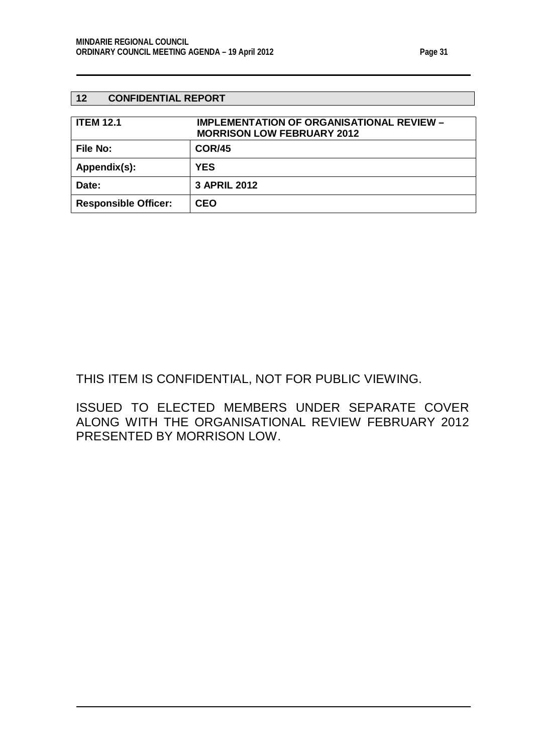## 12 CONFIDENTIAL REPORT

| **ITEM 12.1** | **IMPLEMENTATION OF ORGANISATIONAL REVIEW – MORRISON LOW FEBRUARY 2012** |
| --- | --- |
| **File No:** | **COR/45** |
| **Appendix(s):** | **YES** |
| **Date:** | **3 APRIL 2012** |
| **Responsible Officer:** | **CEO** |

THIS ITEM IS CONFIDENTIAL, NOT FOR PUBLIC VIEWING.

ISSUED TO ELECTED MEMBERS UNDER SEPARATE COVER ALONG WITH THE ORGANISATIONAL REVIEW FEBRUARY 2012 PRESENTED BY MORRISON LOW.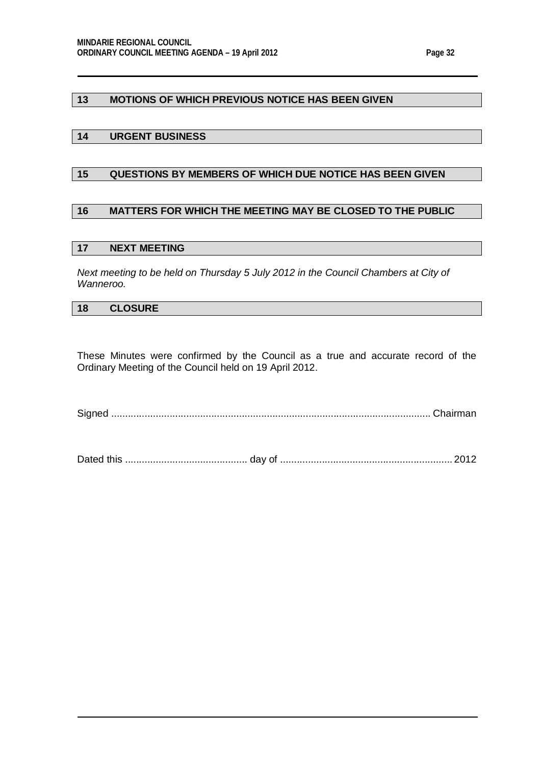## 13 MOTIONS OF WHICH PREVIOUS NOTICE HAS BEEN GIVEN

## 14 URGENT BUSINESS

## 15 QUESTIONS BY MEMBERS OF WHICH DUE NOTICE HAS BEEN GIVEN

## 16 MATTERS FOR WHICH THE MEETING MAY BE CLOSED TO THE PUBLIC

## 17 NEXT MEETING

*Next meeting to be held on Thursday 5 July 2012 in the Council Chambers at City of Wanneroo.*

## 18 CLOSURE

These Minutes were confirmed by the Council as a true and accurate record of the Ordinary Meeting of the Council held on 19 April 2012.

Signed .................................................................................................................. Chairman

Dated this ........................................... day of ............................................................. 2012